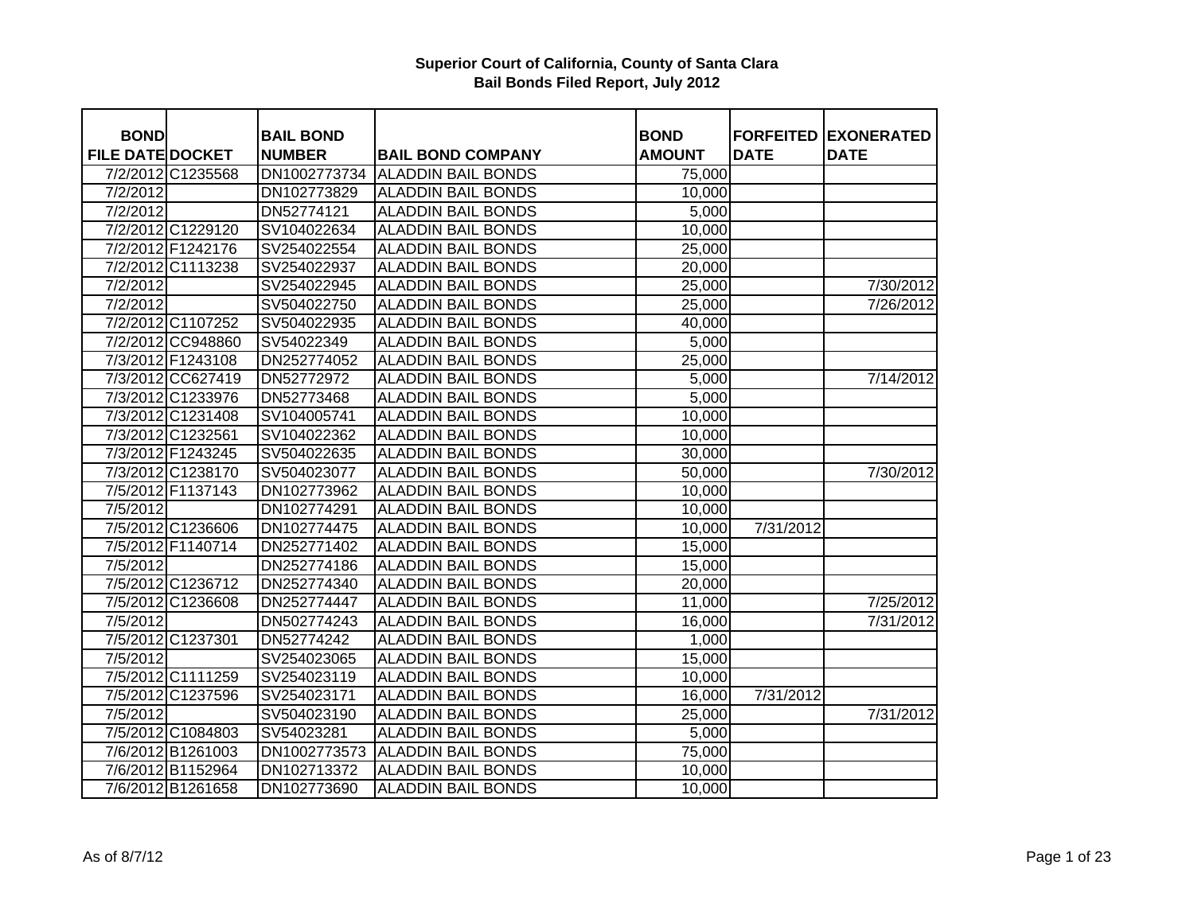# Superior Court of California, County of Santa Clara
## Bail Bonds Filed Report, July 2012

| BOND FILE DATE | DOCKET | BAIL BOND NUMBER | BAIL BOND COMPANY | BOND AMOUNT | FORFEITED DATE | EXONERATED DATE |
|---|---|---|---|---|---|---|
| 7/2/2012 | C1235568 | DN1002773734 | ALADDIN BAIL BONDS | 75,000 | | |
| 7/2/2012 | | DN102773829 | ALADDIN BAIL BONDS | 10,000 | | |
| 7/2/2012 | | DN52774121 | ALADDIN BAIL BONDS | 5,000 | | |
| 7/2/2012 | C1229120 | SV104022634 | ALADDIN BAIL BONDS | 10,000 | | |
| 7/2/2012 | F1242176 | SV254022554 | ALADDIN BAIL BONDS | 25,000 | | |
| 7/2/2012 | C1113238 | SV254022937 | ALADDIN BAIL BONDS | 20,000 | | |
| 7/2/2012 | | SV254022945 | ALADDIN BAIL BONDS | 25,000 | | 7/30/2012 |
| 7/2/2012 | | SV504022750 | ALADDIN BAIL BONDS | 25,000 | | 7/26/2012 |
| 7/2/2012 | C1107252 | SV504022935 | ALADDIN BAIL BONDS | 40,000 | | |
| 7/2/2012 | CC948860 | SV54022349 | ALADDIN BAIL BONDS | 5,000 | | |
| 7/3/2012 | F1243108 | DN252774052 | ALADDIN BAIL BONDS | 25,000 | | |
| 7/3/2012 | CC627419 | DN52772972 | ALADDIN BAIL BONDS | 5,000 | | 7/14/2012 |
| 7/3/2012 | C1233976 | DN52773468 | ALADDIN BAIL BONDS | 5,000 | | |
| 7/3/2012 | C1231408 | SV104005741 | ALADDIN BAIL BONDS | 10,000 | | |
| 7/3/2012 | C1232561 | SV104022362 | ALADDIN BAIL BONDS | 10,000 | | |
| 7/3/2012 | F1243245 | SV504022635 | ALADDIN BAIL BONDS | 30,000 | | |
| 7/3/2012 | C1238170 | SV504023077 | ALADDIN BAIL BONDS | 50,000 | | 7/30/2012 |
| 7/5/2012 | F1137143 | DN102773962 | ALADDIN BAIL BONDS | 10,000 | | |
| 7/5/2012 | | DN102774291 | ALADDIN BAIL BONDS | 10,000 | | |
| 7/5/2012 | C1236606 | DN102774475 | ALADDIN BAIL BONDS | 10,000 | 7/31/2012 | |
| 7/5/2012 | F1140714 | DN252771402 | ALADDIN BAIL BONDS | 15,000 | | |
| 7/5/2012 | | DN252774186 | ALADDIN BAIL BONDS | 15,000 | | |
| 7/5/2012 | C1236712 | DN252774340 | ALADDIN BAIL BONDS | 20,000 | | |
| 7/5/2012 | C1236608 | DN252774447 | ALADDIN BAIL BONDS | 11,000 | | 7/25/2012 |
| 7/5/2012 | | DN502774243 | ALADDIN BAIL BONDS | 16,000 | | 7/31/2012 |
| 7/5/2012 | C1237301 | DN52774242 | ALADDIN BAIL BONDS | 1,000 | | |
| 7/5/2012 | | SV254023065 | ALADDIN BAIL BONDS | 15,000 | | |
| 7/5/2012 | C1111259 | SV254023119 | ALADDIN BAIL BONDS | 10,000 | | |
| 7/5/2012 | C1237596 | SV254023171 | ALADDIN BAIL BONDS | 16,000 | 7/31/2012 | |
| 7/5/2012 | | SV504023190 | ALADDIN BAIL BONDS | 25,000 | | 7/31/2012 |
| 7/5/2012 | C1084803 | SV54023281 | ALADDIN BAIL BONDS | 5,000 | | |
| 7/6/2012 | B1261003 | DN1002773573 | ALADDIN BAIL BONDS | 75,000 | | |
| 7/6/2012 | B1152964 | DN102713372 | ALADDIN BAIL BONDS | 10,000 | | |
| 7/6/2012 | B1261658 | DN102773690 | ALADDIN BAIL BONDS | 10,000 | | |

As of 8/7/12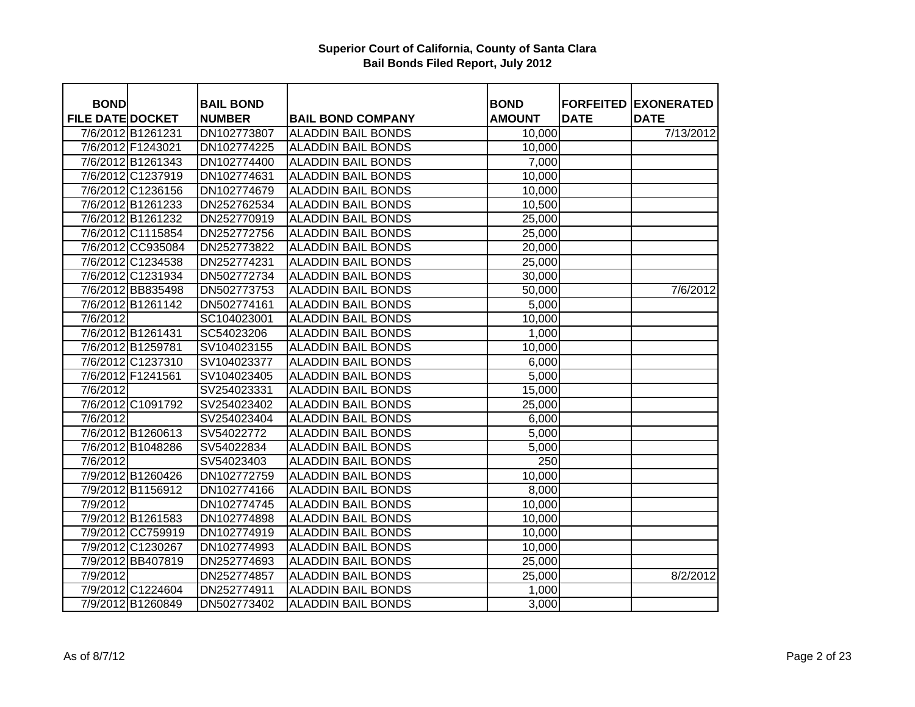# Superior Court of California, County of Santa Clara
## Bail Bonds Filed Report, July 2012

| BOND FILE DATE | DOCKET | BAIL BOND NUMBER | BAIL BOND COMPANY | BOND AMOUNT | FORFEITED DATE | EXONERATED DATE |
|---|---|---|---|---|---|---|
| 7/6/2012 | B1261231 | DN102773807 | ALADDIN BAIL BONDS | 10,000 | | 7/13/2012 |
| 7/6/2012 | F1243021 | DN102774225 | ALADDIN BAIL BONDS | 10,000 | | |
| 7/6/2012 | B1261343 | DN102774400 | ALADDIN BAIL BONDS | 7,000 | | |
| 7/6/2012 | C1237919 | DN102774631 | ALADDIN BAIL BONDS | 10,000 | | |
| 7/6/2012 | C1236156 | DN102774679 | ALADDIN BAIL BONDS | 10,000 | | |
| 7/6/2012 | B1261233 | DN252762534 | ALADDIN BAIL BONDS | 10,500 | | |
| 7/6/2012 | B1261232 | DN252770919 | ALADDIN BAIL BONDS | 25,000 | | |
| 7/6/2012 | C1115854 | DN252772756 | ALADDIN BAIL BONDS | 25,000 | | |
| 7/6/2012 | CC935084 | DN252773822 | ALADDIN BAIL BONDS | 20,000 | | |
| 7/6/2012 | C1234538 | DN252774231 | ALADDIN BAIL BONDS | 25,000 | | |
| 7/6/2012 | C1231934 | DN502772734 | ALADDIN BAIL BONDS | 30,000 | | |
| 7/6/2012 | BB835498 | DN502773753 | ALADDIN BAIL BONDS | 50,000 | | 7/6/2012 |
| 7/6/2012 | B1261142 | DN502774161 | ALADDIN BAIL BONDS | 5,000 | | |
| 7/6/2012 | | SC104023001 | ALADDIN BAIL BONDS | 10,000 | | |
| 7/6/2012 | B1261431 | SC54023206 | ALADDIN BAIL BONDS | 1,000 | | |
| 7/6/2012 | B1259781 | SV104023155 | ALADDIN BAIL BONDS | 10,000 | | |
| 7/6/2012 | C1237310 | SV104023377 | ALADDIN BAIL BONDS | 6,000 | | |
| 7/6/2012 | F1241561 | SV104023405 | ALADDIN BAIL BONDS | 5,000 | | |
| 7/6/2012 | | SV254023331 | ALADDIN BAIL BONDS | 15,000 | | |
| 7/6/2012 | C1091792 | SV254023402 | ALADDIN BAIL BONDS | 25,000 | | |
| 7/6/2012 | | SV254023404 | ALADDIN BAIL BONDS | 6,000 | | |
| 7/6/2012 | B1260613 | SV54022772 | ALADDIN BAIL BONDS | 5,000 | | |
| 7/6/2012 | B1048286 | SV54022834 | ALADDIN BAIL BONDS | 5,000 | | |
| 7/6/2012 | | SV54023403 | ALADDIN BAIL BONDS | 250 | | |
| 7/9/2012 | B1260426 | DN102772759 | ALADDIN BAIL BONDS | 10,000 | | |
| 7/9/2012 | B1156912 | DN102774166 | ALADDIN BAIL BONDS | 8,000 | | |
| 7/9/2012 | | DN102774745 | ALADDIN BAIL BONDS | 10,000 | | |
| 7/9/2012 | B1261583 | DN102774898 | ALADDIN BAIL BONDS | 10,000 | | |
| 7/9/2012 | CC759919 | DN102774919 | ALADDIN BAIL BONDS | 10,000 | | |
| 7/9/2012 | C1230267 | DN102774993 | ALADDIN BAIL BONDS | 10,000 | | |
| 7/9/2012 | BB407819 | DN252774693 | ALADDIN BAIL BONDS | 25,000 | | |
| 7/9/2012 | | DN252774857 | ALADDIN BAIL BONDS | 25,000 | | 8/2/2012 |
| 7/9/2012 | C1224604 | DN252774911 | ALADDIN BAIL BONDS | 1,000 | | |
| 7/9/2012 | B1260849 | DN502773402 | ALADDIN BAIL BONDS | 3,000 | | |

As of 8/7/12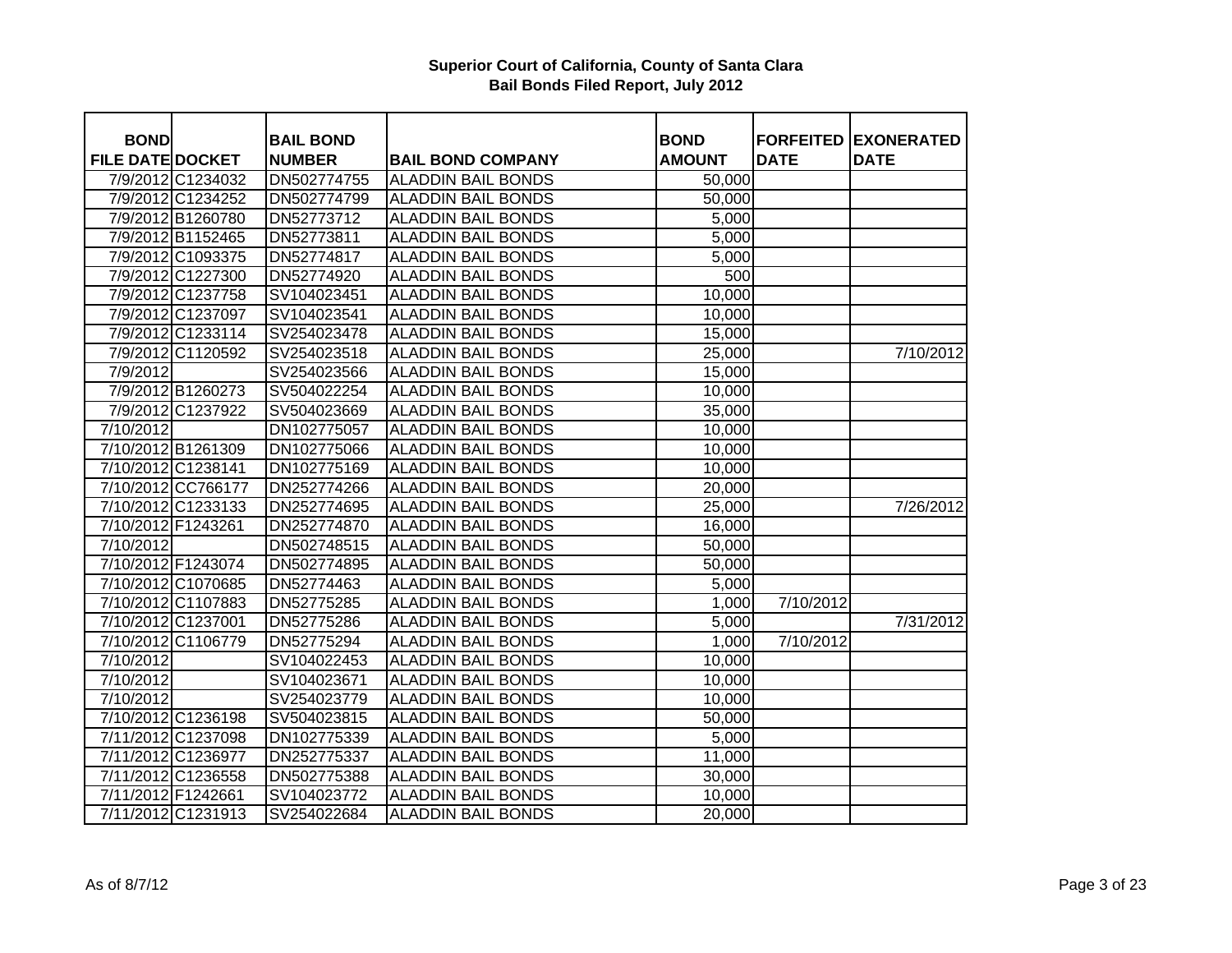# Superior Court of California, County of Santa Clara
## Bail Bonds Filed Report, July 2012

| BOND FILE DATE | DOCKET | BAIL BOND NUMBER | BAIL BOND COMPANY | BOND AMOUNT | FORFEITED DATE | EXONERATED DATE |
|---|---|---|---|---|---|---|
| 7/9/2012 | C1234032 | DN502774755 | ALADDIN BAIL BONDS | 50,000 | | |
| 7/9/2012 | C1234252 | DN502774799 | ALADDIN BAIL BONDS | 50,000 | | |
| 7/9/2012 | B1260780 | DN52773712 | ALADDIN BAIL BONDS | 5,000 | | |
| 7/9/2012 | B1152465 | DN52773811 | ALADDIN BAIL BONDS | 5,000 | | |
| 7/9/2012 | C1093375 | DN52774817 | ALADDIN BAIL BONDS | 5,000 | | |
| 7/9/2012 | C1227300 | DN52774920 | ALADDIN BAIL BONDS | 500 | | |
| 7/9/2012 | C1237758 | SV104023451 | ALADDIN BAIL BONDS | 10,000 | | |
| 7/9/2012 | C1237097 | SV104023541 | ALADDIN BAIL BONDS | 10,000 | | |
| 7/9/2012 | C1233114 | SV254023478 | ALADDIN BAIL BONDS | 15,000 | | |
| 7/9/2012 | C1120592 | SV254023518 | ALADDIN BAIL BONDS | 25,000 | | 7/10/2012 |
| 7/9/2012 | | SV254023566 | ALADDIN BAIL BONDS | 15,000 | | |
| 7/9/2012 | B1260273 | SV504022254 | ALADDIN BAIL BONDS | 10,000 | | |
| 7/9/2012 | C1237922 | SV504023669 | ALADDIN BAIL BONDS | 35,000 | | |
| 7/10/2012 | | DN102775057 | ALADDIN BAIL BONDS | 10,000 | | |
| 7/10/2012 | B1261309 | DN102775066 | ALADDIN BAIL BONDS | 10,000 | | |
| 7/10/2012 | C1238141 | DN102775169 | ALADDIN BAIL BONDS | 10,000 | | |
| 7/10/2012 | CC766177 | DN252774266 | ALADDIN BAIL BONDS | 20,000 | | |
| 7/10/2012 | C1233133 | DN252774695 | ALADDIN BAIL BONDS | 25,000 | | 7/26/2012 |
| 7/10/2012 | F1243261 | DN252774870 | ALADDIN BAIL BONDS | 16,000 | | |
| 7/10/2012 | | DN502748515 | ALADDIN BAIL BONDS | 50,000 | | |
| 7/10/2012 | F1243074 | DN502774895 | ALADDIN BAIL BONDS | 50,000 | | |
| 7/10/2012 | C1070685 | DN52774463 | ALADDIN BAIL BONDS | 5,000 | | |
| 7/10/2012 | C1107883 | DN52775285 | ALADDIN BAIL BONDS | 1,000 | 7/10/2012 | |
| 7/10/2012 | C1237001 | DN52775286 | ALADDIN BAIL BONDS | 5,000 | | 7/31/2012 |
| 7/10/2012 | C1106779 | DN52775294 | ALADDIN BAIL BONDS | 1,000 | 7/10/2012 | |
| 7/10/2012 | | SV104022453 | ALADDIN BAIL BONDS | 10,000 | | |
| 7/10/2012 | | SV104023671 | ALADDIN BAIL BONDS | 10,000 | | |
| 7/10/2012 | | SV254023779 | ALADDIN BAIL BONDS | 10,000 | | |
| 7/10/2012 | C1236198 | SV504023815 | ALADDIN BAIL BONDS | 50,000 | | |
| 7/11/2012 | C1237098 | DN102775339 | ALADDIN BAIL BONDS | 5,000 | | |
| 7/11/2012 | C1236977 | DN252775337 | ALADDIN BAIL BONDS | 11,000 | | |
| 7/11/2012 | C1236558 | DN502775388 | ALADDIN BAIL BONDS | 30,000 | | |
| 7/11/2012 | F1242661 | SV104023772 | ALADDIN BAIL BONDS | 10,000 | | |
| 7/11/2012 | C1231913 | SV254022684 | ALADDIN BAIL BONDS | 20,000 | | |

As of 8/7/12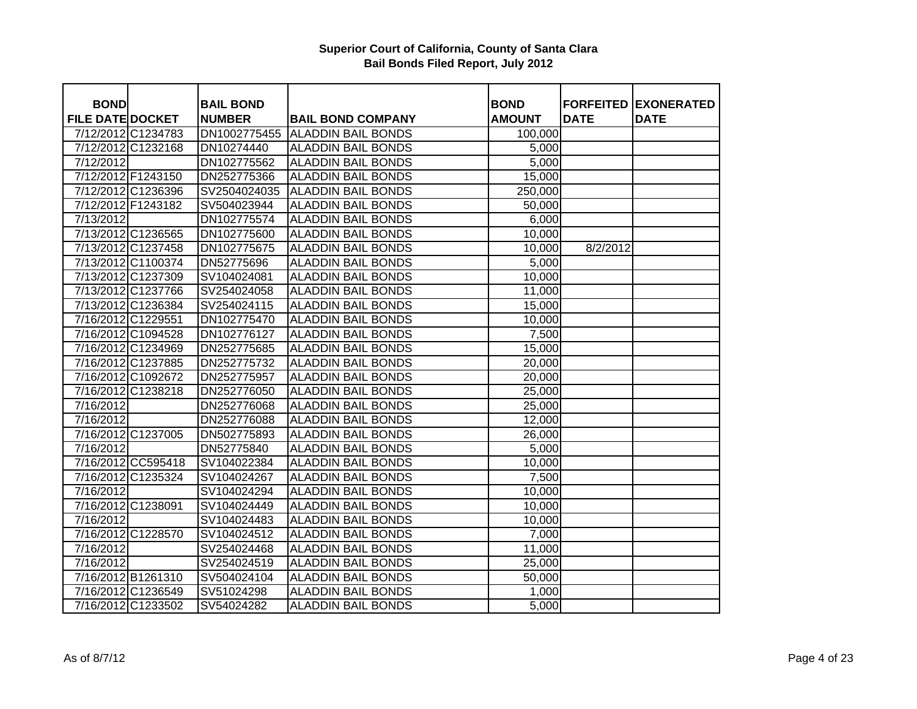**Superior Court of California, County of Santa Clara**
**Bail Bonds Filed Report, July 2012**

| BOND FILE DATE | DOCKET | BAIL BOND NUMBER | BAIL BOND COMPANY | BOND AMOUNT | FORFEITED DATE | EXONERATED DATE |
|---|---|---|---|---|---|---|
| 7/12/2012 | C1234783 | DN1002775455 | ALADDIN BAIL BONDS | 100,000 | | |
| 7/12/2012 | C1232168 | DN10274440 | ALADDIN BAIL BONDS | 5,000 | | |
| 7/12/2012 | | DN102775562 | ALADDIN BAIL BONDS | 5,000 | | |
| 7/12/2012 | F1243150 | DN252775366 | ALADDIN BAIL BONDS | 15,000 | | |
| 7/12/2012 | C1236396 | SV2504024035 | ALADDIN BAIL BONDS | 250,000 | | |
| 7/12/2012 | F1243182 | SV504023944 | ALADDIN BAIL BONDS | 50,000 | | |
| 7/13/2012 | | DN102775574 | ALADDIN BAIL BONDS | 6,000 | | |
| 7/13/2012 | C1236565 | DN102775600 | ALADDIN BAIL BONDS | 10,000 | | |
| 7/13/2012 | C1237458 | DN102775675 | ALADDIN BAIL BONDS | 10,000 | 8/2/2012 | |
| 7/13/2012 | C1100374 | DN52775696 | ALADDIN BAIL BONDS | 5,000 | | |
| 7/13/2012 | C1237309 | SV104024081 | ALADDIN BAIL BONDS | 10,000 | | |
| 7/13/2012 | C1237766 | SV254024058 | ALADDIN BAIL BONDS | 11,000 | | |
| 7/13/2012 | C1236384 | SV254024115 | ALADDIN BAIL BONDS | 15,000 | | |
| 7/16/2012 | C1229551 | DN102775470 | ALADDIN BAIL BONDS | 10,000 | | |
| 7/16/2012 | C1094528 | DN102776127 | ALADDIN BAIL BONDS | 7,500 | | |
| 7/16/2012 | C1234969 | DN252775685 | ALADDIN BAIL BONDS | 15,000 | | |
| 7/16/2012 | C1237885 | DN252775732 | ALADDIN BAIL BONDS | 20,000 | | |
| 7/16/2012 | C1092672 | DN252775957 | ALADDIN BAIL BONDS | 20,000 | | |
| 7/16/2012 | C1238218 | DN252776050 | ALADDIN BAIL BONDS | 25,000 | | |
| 7/16/2012 | | DN252776068 | ALADDIN BAIL BONDS | 25,000 | | |
| 7/16/2012 | | DN252776088 | ALADDIN BAIL BONDS | 12,000 | | |
| 7/16/2012 | C1237005 | DN502775893 | ALADDIN BAIL BONDS | 26,000 | | |
| 7/16/2012 | | DN52775840 | ALADDIN BAIL BONDS | 5,000 | | |
| 7/16/2012 | CC595418 | SV104022384 | ALADDIN BAIL BONDS | 10,000 | | |
| 7/16/2012 | C1235324 | SV104024267 | ALADDIN BAIL BONDS | 7,500 | | |
| 7/16/2012 | | SV104024294 | ALADDIN BAIL BONDS | 10,000 | | |
| 7/16/2012 | C1238091 | SV104024449 | ALADDIN BAIL BONDS | 10,000 | | |
| 7/16/2012 | | SV104024483 | ALADDIN BAIL BONDS | 10,000 | | |
| 7/16/2012 | C1228570 | SV104024512 | ALADDIN BAIL BONDS | 7,000 | | |
| 7/16/2012 | | SV254024468 | ALADDIN BAIL BONDS | 11,000 | | |
| 7/16/2012 | | SV254024519 | ALADDIN BAIL BONDS | 25,000 | | |
| 7/16/2012 | B1261310 | SV504024104 | ALADDIN BAIL BONDS | 50,000 | | |
| 7/16/2012 | C1236549 | SV51024298 | ALADDIN BAIL BONDS | 1,000 | | |
| 7/16/2012 | C1233502 | SV54024282 | ALADDIN BAIL BONDS | 5,000 | | |

As of 8/7/12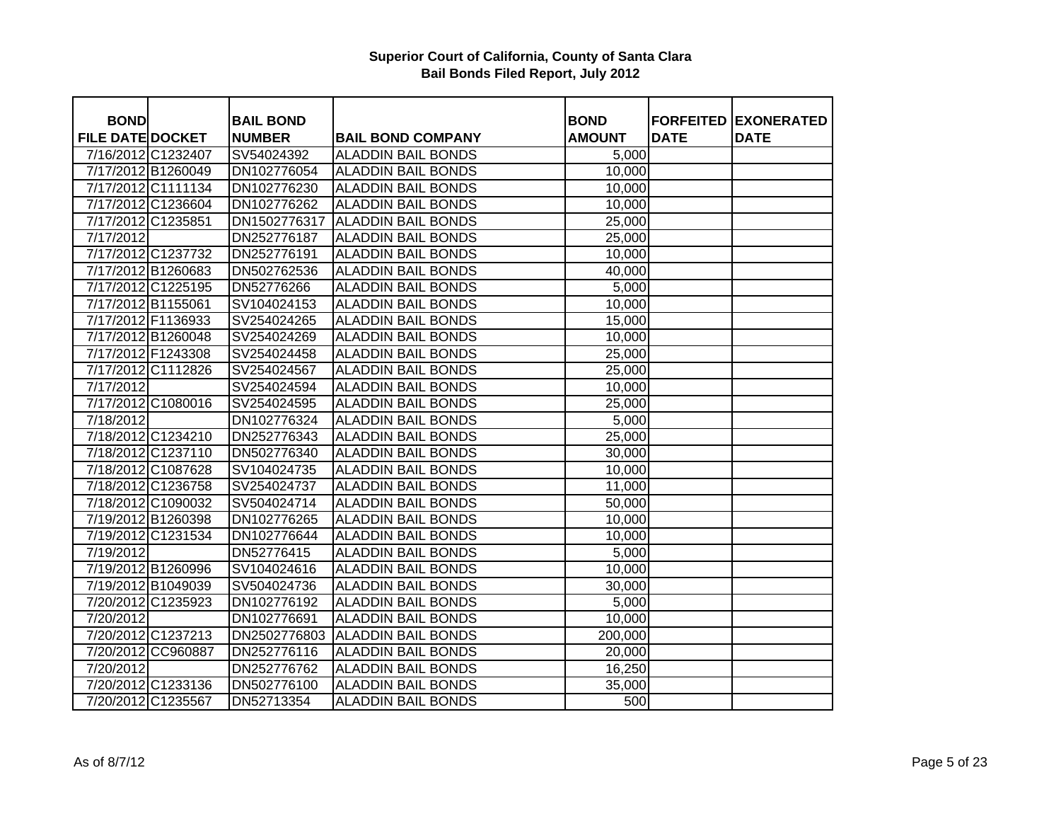# Superior Court of California, County of Santa Clara
## Bail Bonds Filed Report, July 2012

| BOND FILE DATE | DOCKET | BAIL BOND NUMBER | BAIL BOND COMPANY | BOND AMOUNT | FORFEITED DATE | EXONERATED DATE |
|---|---|---|---|---|---|---|
| 7/16/2012 | C1232407 | SV54024392 | ALADDIN BAIL BONDS | 5,000 | | |
| 7/17/2012 | B1260049 | DN102776054 | ALADDIN BAIL BONDS | 10,000 | | |
| 7/17/2012 | C1111134 | DN102776230 | ALADDIN BAIL BONDS | 10,000 | | |
| 7/17/2012 | C1236604 | DN102776262 | ALADDIN BAIL BONDS | 10,000 | | |
| 7/17/2012 | C1235851 | DN1502776317 | ALADDIN BAIL BONDS | 25,000 | | |
| 7/17/2012 | | DN252776187 | ALADDIN BAIL BONDS | 25,000 | | |
| 7/17/2012 | C1237732 | DN252776191 | ALADDIN BAIL BONDS | 10,000 | | |
| 7/17/2012 | B1260683 | DN502762536 | ALADDIN BAIL BONDS | 40,000 | | |
| 7/17/2012 | C1225195 | DN52776266 | ALADDIN BAIL BONDS | 5,000 | | |
| 7/17/2012 | B1155061 | SV104024153 | ALADDIN BAIL BONDS | 10,000 | | |
| 7/17/2012 | F1136933 | SV254024265 | ALADDIN BAIL BONDS | 15,000 | | |
| 7/17/2012 | B1260048 | SV254024269 | ALADDIN BAIL BONDS | 10,000 | | |
| 7/17/2012 | F1243308 | SV254024458 | ALADDIN BAIL BONDS | 25,000 | | |
| 7/17/2012 | C1112826 | SV254024567 | ALADDIN BAIL BONDS | 25,000 | | |
| 7/17/2012 | | SV254024594 | ALADDIN BAIL BONDS | 10,000 | | |
| 7/17/2012 | C1080016 | SV254024595 | ALADDIN BAIL BONDS | 25,000 | | |
| 7/18/2012 | | DN102776324 | ALADDIN BAIL BONDS | 5,000 | | |
| 7/18/2012 | C1234210 | DN252776343 | ALADDIN BAIL BONDS | 25,000 | | |
| 7/18/2012 | C1237110 | DN502776340 | ALADDIN BAIL BONDS | 30,000 | | |
| 7/18/2012 | C1087628 | SV104024735 | ALADDIN BAIL BONDS | 10,000 | | |
| 7/18/2012 | C1236758 | SV254024737 | ALADDIN BAIL BONDS | 11,000 | | |
| 7/18/2012 | C1090032 | SV504024714 | ALADDIN BAIL BONDS | 50,000 | | |
| 7/19/2012 | B1260398 | DN102776265 | ALADDIN BAIL BONDS | 10,000 | | |
| 7/19/2012 | C1231534 | DN102776644 | ALADDIN BAIL BONDS | 10,000 | | |
| 7/19/2012 | | DN52776415 | ALADDIN BAIL BONDS | 5,000 | | |
| 7/19/2012 | B1260996 | SV104024616 | ALADDIN BAIL BONDS | 10,000 | | |
| 7/19/2012 | B1049039 | SV504024736 | ALADDIN BAIL BONDS | 30,000 | | |
| 7/20/2012 | C1235923 | DN102776192 | ALADDIN BAIL BONDS | 5,000 | | |
| 7/20/2012 | | DN102776691 | ALADDIN BAIL BONDS | 10,000 | | |
| 7/20/2012 | C1237213 | DN2502776803 | ALADDIN BAIL BONDS | 200,000 | | |
| 7/20/2012 | CC960887 | DN252776116 | ALADDIN BAIL BONDS | 20,000 | | |
| 7/20/2012 | | DN252776762 | ALADDIN BAIL BONDS | 16,250 | | |
| 7/20/2012 | C1233136 | DN502776100 | ALADDIN BAIL BONDS | 35,000 | | |
| 7/20/2012 | C1235567 | DN52713354 | ALADDIN BAIL BONDS | 500 | | |

As of 8/7/12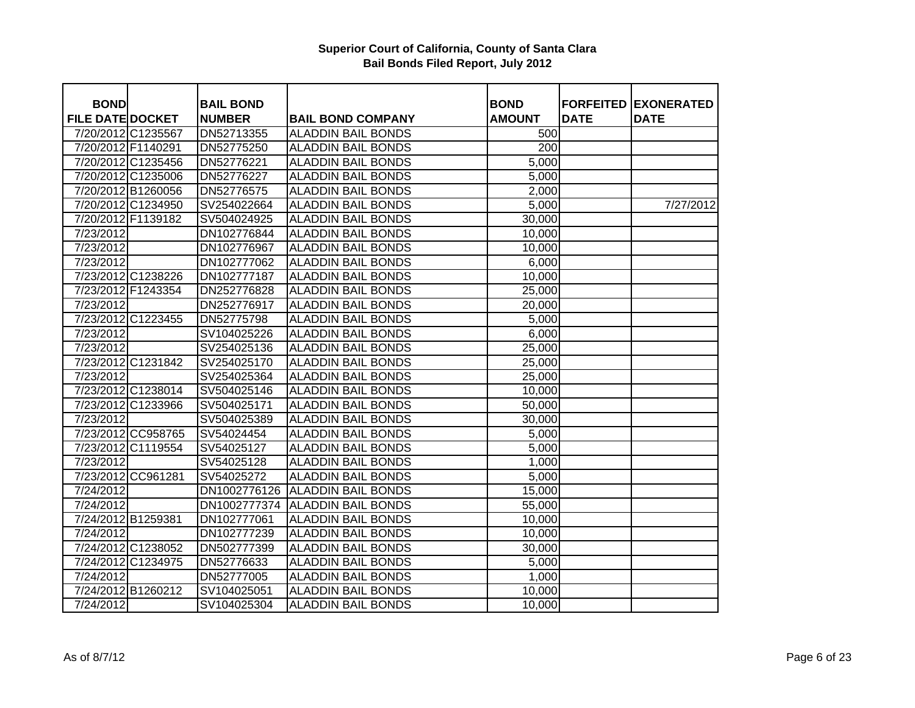**Superior Court of California, County of Santa Clara**
**Bail Bonds Filed Report, July 2012**

| BOND FILE DATE | DOCKET | BAIL BOND NUMBER | BAIL BOND COMPANY | BOND AMOUNT | FORFEITED DATE | EXONERATED DATE |
|---|---|---|---|---|---|---|
| 7/20/2012 | C1235567 | DN52713355 | ALADDIN BAIL BONDS | 500 | | |
| 7/20/2012 | F1140291 | DN52775250 | ALADDIN BAIL BONDS | 200 | | |
| 7/20/2012 | C1235456 | DN52776221 | ALADDIN BAIL BONDS | 5,000 | | |
| 7/20/2012 | C1235006 | DN52776227 | ALADDIN BAIL BONDS | 5,000 | | |
| 7/20/2012 | B1260056 | DN52776575 | ALADDIN BAIL BONDS | 2,000 | | |
| 7/20/2012 | C1234950 | SV254022664 | ALADDIN BAIL BONDS | 5,000 | | 7/27/2012 |
| 7/20/2012 | F1139182 | SV504024925 | ALADDIN BAIL BONDS | 30,000 | | |
| 7/23/2012 | | DN102776844 | ALADDIN BAIL BONDS | 10,000 | | |
| 7/23/2012 | | DN102776967 | ALADDIN BAIL BONDS | 10,000 | | |
| 7/23/2012 | | DN102777062 | ALADDIN BAIL BONDS | 6,000 | | |
| 7/23/2012 | C1238226 | DN102777187 | ALADDIN BAIL BONDS | 10,000 | | |
| 7/23/2012 | F1243354 | DN252776828 | ALADDIN BAIL BONDS | 25,000 | | |
| 7/23/2012 | | DN252776917 | ALADDIN BAIL BONDS | 20,000 | | |
| 7/23/2012 | C1223455 | DN52775798 | ALADDIN BAIL BONDS | 5,000 | | |
| 7/23/2012 | | SV104025226 | ALADDIN BAIL BONDS | 6,000 | | |
| 7/23/2012 | | SV254025136 | ALADDIN BAIL BONDS | 25,000 | | |
| 7/23/2012 | C1231842 | SV254025170 | ALADDIN BAIL BONDS | 25,000 | | |
| 7/23/2012 | | SV254025364 | ALADDIN BAIL BONDS | 25,000 | | |
| 7/23/2012 | C1238014 | SV504025146 | ALADDIN BAIL BONDS | 10,000 | | |
| 7/23/2012 | C1233966 | SV504025171 | ALADDIN BAIL BONDS | 50,000 | | |
| 7/23/2012 | | SV504025389 | ALADDIN BAIL BONDS | 30,000 | | |
| 7/23/2012 | CC958765 | SV54024454 | ALADDIN BAIL BONDS | 5,000 | | |
| 7/23/2012 | C1119554 | SV54025127 | ALADDIN BAIL BONDS | 5,000 | | |
| 7/23/2012 | | SV54025128 | ALADDIN BAIL BONDS | 1,000 | | |
| 7/23/2012 | CC961281 | SV54025272 | ALADDIN BAIL BONDS | 5,000 | | |
| 7/24/2012 | | DN1002776126 | ALADDIN BAIL BONDS | 15,000 | | |
| 7/24/2012 | | DN1002777374 | ALADDIN BAIL BONDS | 55,000 | | |
| 7/24/2012 | B1259381 | DN102777061 | ALADDIN BAIL BONDS | 10,000 | | |
| 7/24/2012 | | DN102777239 | ALADDIN BAIL BONDS | 10,000 | | |
| 7/24/2012 | C1238052 | DN502777399 | ALADDIN BAIL BONDS | 30,000 | | |
| 7/24/2012 | C1234975 | DN52776633 | ALADDIN BAIL BONDS | 5,000 | | |
| 7/24/2012 | | DN52777005 | ALADDIN BAIL BONDS | 1,000 | | |
| 7/24/2012 | B1260212 | SV104025051 | ALADDIN BAIL BONDS | 10,000 | | |
| 7/24/2012 | | SV104025304 | ALADDIN BAIL BONDS | 10,000 | | |

As of 8/7/12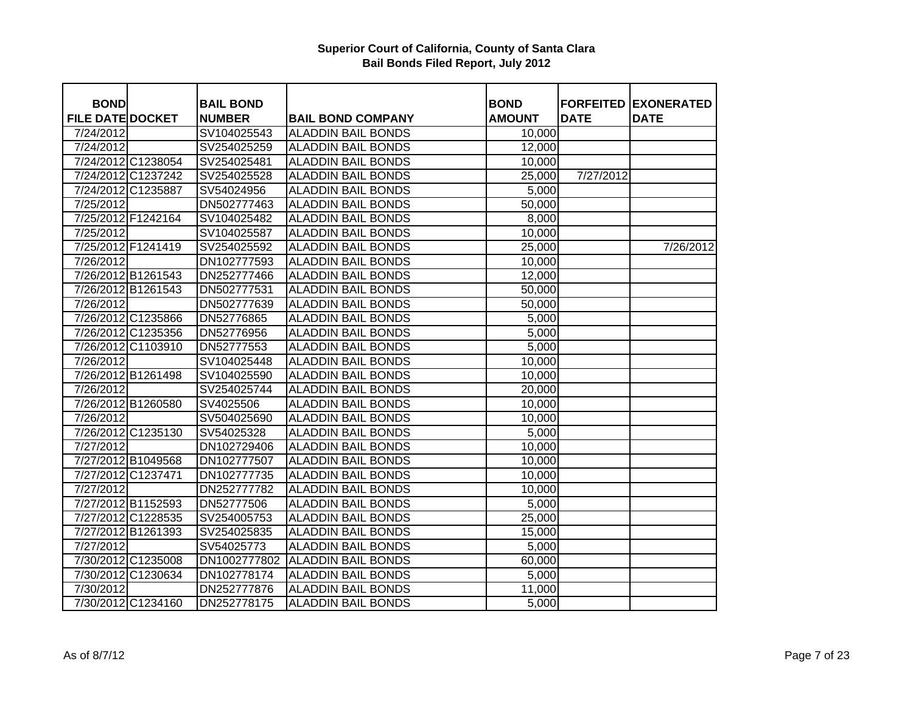**Superior Court of California, County of Santa Clara**
**Bail Bonds Filed Report, July 2012**

| BOND FILE DATE | DOCKET | BAIL BOND NUMBER | BAIL BOND COMPANY | BOND AMOUNT | FORFEITED DATE | EXONERATED DATE |
|---|---|---|---|---|---|---|
| 7/24/2012 | | SV104025543 | ALADDIN BAIL BONDS | 10,000 | | |
| 7/24/2012 | | SV254025259 | ALADDIN BAIL BONDS | 12,000 | | |
| 7/24/2012 | C1238054 | SV254025481 | ALADDIN BAIL BONDS | 10,000 | | |
| 7/24/2012 | C1237242 | SV254025528 | ALADDIN BAIL BONDS | 25,000 | 7/27/2012 | |
| 7/24/2012 | C1235887 | SV54024956 | ALADDIN BAIL BONDS | 5,000 | | |
| 7/25/2012 | | DN502777463 | ALADDIN BAIL BONDS | 50,000 | | |
| 7/25/2012 | F1242164 | SV104025482 | ALADDIN BAIL BONDS | 8,000 | | |
| 7/25/2012 | | SV104025587 | ALADDIN BAIL BONDS | 10,000 | | |
| 7/25/2012 | F1241419 | SV254025592 | ALADDIN BAIL BONDS | 25,000 | | 7/26/2012 |
| 7/26/2012 | | DN102777593 | ALADDIN BAIL BONDS | 10,000 | | |
| 7/26/2012 | B1261543 | DN252777466 | ALADDIN BAIL BONDS | 12,000 | | |
| 7/26/2012 | B1261543 | DN502777531 | ALADDIN BAIL BONDS | 50,000 | | |
| 7/26/2012 | | DN502777639 | ALADDIN BAIL BONDS | 50,000 | | |
| 7/26/2012 | C1235866 | DN52776865 | ALADDIN BAIL BONDS | 5,000 | | |
| 7/26/2012 | C1235356 | DN52776956 | ALADDIN BAIL BONDS | 5,000 | | |
| 7/26/2012 | C1103910 | DN52777553 | ALADDIN BAIL BONDS | 5,000 | | |
| 7/26/2012 | | SV104025448 | ALADDIN BAIL BONDS | 10,000 | | |
| 7/26/2012 | B1261498 | SV104025590 | ALADDIN BAIL BONDS | 10,000 | | |
| 7/26/2012 | | SV254025744 | ALADDIN BAIL BONDS | 20,000 | | |
| 7/26/2012 | B1260580 | SV4025506 | ALADDIN BAIL BONDS | 10,000 | | |
| 7/26/2012 | | SV504025690 | ALADDIN BAIL BONDS | 10,000 | | |
| 7/26/2012 | C1235130 | SV54025328 | ALADDIN BAIL BONDS | 5,000 | | |
| 7/27/2012 | | DN102729406 | ALADDIN BAIL BONDS | 10,000 | | |
| 7/27/2012 | B1049568 | DN102777507 | ALADDIN BAIL BONDS | 10,000 | | |
| 7/27/2012 | C1237471 | DN102777735 | ALADDIN BAIL BONDS | 10,000 | | |
| 7/27/2012 | | DN252777782 | ALADDIN BAIL BONDS | 10,000 | | |
| 7/27/2012 | B1152593 | DN52777506 | ALADDIN BAIL BONDS | 5,000 | | |
| 7/27/2012 | C1228535 | SV254005753 | ALADDIN BAIL BONDS | 25,000 | | |
| 7/27/2012 | B1261393 | SV254025835 | ALADDIN BAIL BONDS | 15,000 | | |
| 7/27/2012 | | SV54025773 | ALADDIN BAIL BONDS | 5,000 | | |
| 7/30/2012 | C1235008 | DN1002777802 | ALADDIN BAIL BONDS | 60,000 | | |
| 7/30/2012 | C1230634 | DN102778174 | ALADDIN BAIL BONDS | 5,000 | | |
| 7/30/2012 | | DN252777876 | ALADDIN BAIL BONDS | 11,000 | | |
| 7/30/2012 | C1234160 | DN252778175 | ALADDIN BAIL BONDS | 5,000 | | |

As of 8/7/12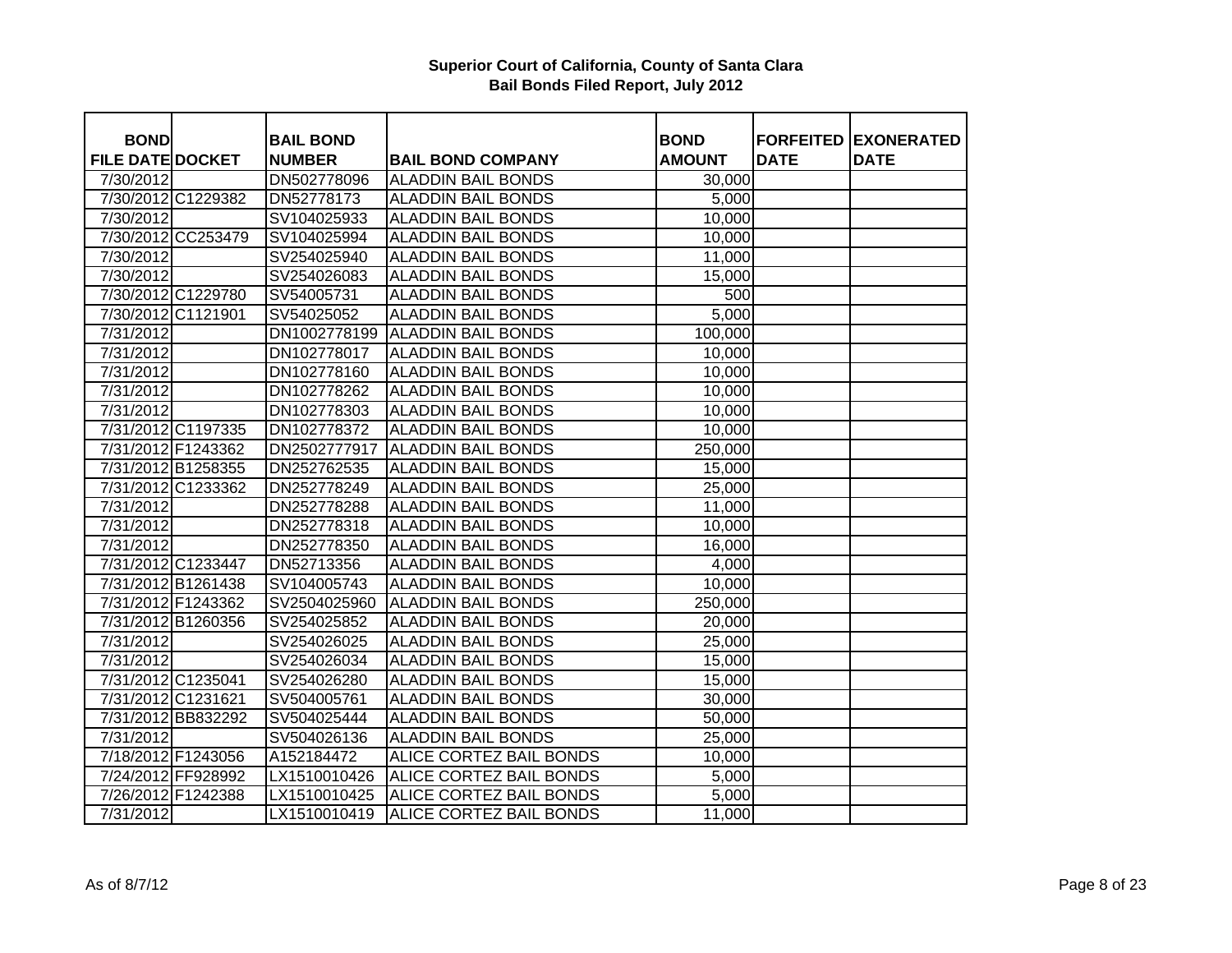# Superior Court of California, County of Santa Clara
## Bail Bonds Filed Report, July 2012

| BOND FILE DATE | DOCKET | BAIL BOND NUMBER | BAIL BOND COMPANY | BOND AMOUNT | FORFEITED DATE | EXONERATED DATE |
|---|---|---|---|---|---|---|
| 7/30/2012 | | DN502778096 | ALADDIN BAIL BONDS | 30,000 | | |
| 7/30/2012 | C1229382 | DN52778173 | ALADDIN BAIL BONDS | 5,000 | | |
| 7/30/2012 | | SV104025933 | ALADDIN BAIL BONDS | 10,000 | | |
| 7/30/2012 | CC253479 | SV104025994 | ALADDIN BAIL BONDS | 10,000 | | |
| 7/30/2012 | | SV254025940 | ALADDIN BAIL BONDS | 11,000 | | |
| 7/30/2012 | | SV254026083 | ALADDIN BAIL BONDS | 15,000 | | |
| 7/30/2012 | C1229780 | SV54005731 | ALADDIN BAIL BONDS | 500 | | |
| 7/30/2012 | C1121901 | SV54025052 | ALADDIN BAIL BONDS | 5,000 | | |
| 7/31/2012 | | DN1002778199 | ALADDIN BAIL BONDS | 100,000 | | |
| 7/31/2012 | | DN102778017 | ALADDIN BAIL BONDS | 10,000 | | |
| 7/31/2012 | | DN102778160 | ALADDIN BAIL BONDS | 10,000 | | |
| 7/31/2012 | | DN102778262 | ALADDIN BAIL BONDS | 10,000 | | |
| 7/31/2012 | | DN102778303 | ALADDIN BAIL BONDS | 10,000 | | |
| 7/31/2012 | C1197335 | DN102778372 | ALADDIN BAIL BONDS | 10,000 | | |
| 7/31/2012 | F1243362 | DN2502777917 | ALADDIN BAIL BONDS | 250,000 | | |
| 7/31/2012 | B1258355 | DN252762535 | ALADDIN BAIL BONDS | 15,000 | | |
| 7/31/2012 | C1233362 | DN252778249 | ALADDIN BAIL BONDS | 25,000 | | |
| 7/31/2012 | | DN252778288 | ALADDIN BAIL BONDS | 11,000 | | |
| 7/31/2012 | | DN252778318 | ALADDIN BAIL BONDS | 10,000 | | |
| 7/31/2012 | | DN252778350 | ALADDIN BAIL BONDS | 16,000 | | |
| 7/31/2012 | C1233447 | DN52713356 | ALADDIN BAIL BONDS | 4,000 | | |
| 7/31/2012 | B1261438 | SV104005743 | ALADDIN BAIL BONDS | 10,000 | | |
| 7/31/2012 | F1243362 | SV2504025960 | ALADDIN BAIL BONDS | 250,000 | | |
| 7/31/2012 | B1260356 | SV254025852 | ALADDIN BAIL BONDS | 20,000 | | |
| 7/31/2012 | | SV254026025 | ALADDIN BAIL BONDS | 25,000 | | |
| 7/31/2012 | | SV254026034 | ALADDIN BAIL BONDS | 15,000 | | |
| 7/31/2012 | C1235041 | SV254026280 | ALADDIN BAIL BONDS | 15,000 | | |
| 7/31/2012 | C1231621 | SV504005761 | ALADDIN BAIL BONDS | 30,000 | | |
| 7/31/2012 | BB832292 | SV504025444 | ALADDIN BAIL BONDS | 50,000 | | |
| 7/31/2012 | | SV504026136 | ALADDIN BAIL BONDS | 25,000 | | |
| 7/18/2012 | F1243056 | A152184472 | ALICE CORTEZ BAIL BONDS | 10,000 | | |
| 7/24/2012 | FF928992 | LX1510010426 | ALICE CORTEZ BAIL BONDS | 5,000 | | |
| 7/26/2012 | F1242388 | LX1510010425 | ALICE CORTEZ BAIL BONDS | 5,000 | | |
| 7/31/2012 | | LX1510010419 | ALICE CORTEZ BAIL BONDS | 11,000 | | |

As of 8/7/12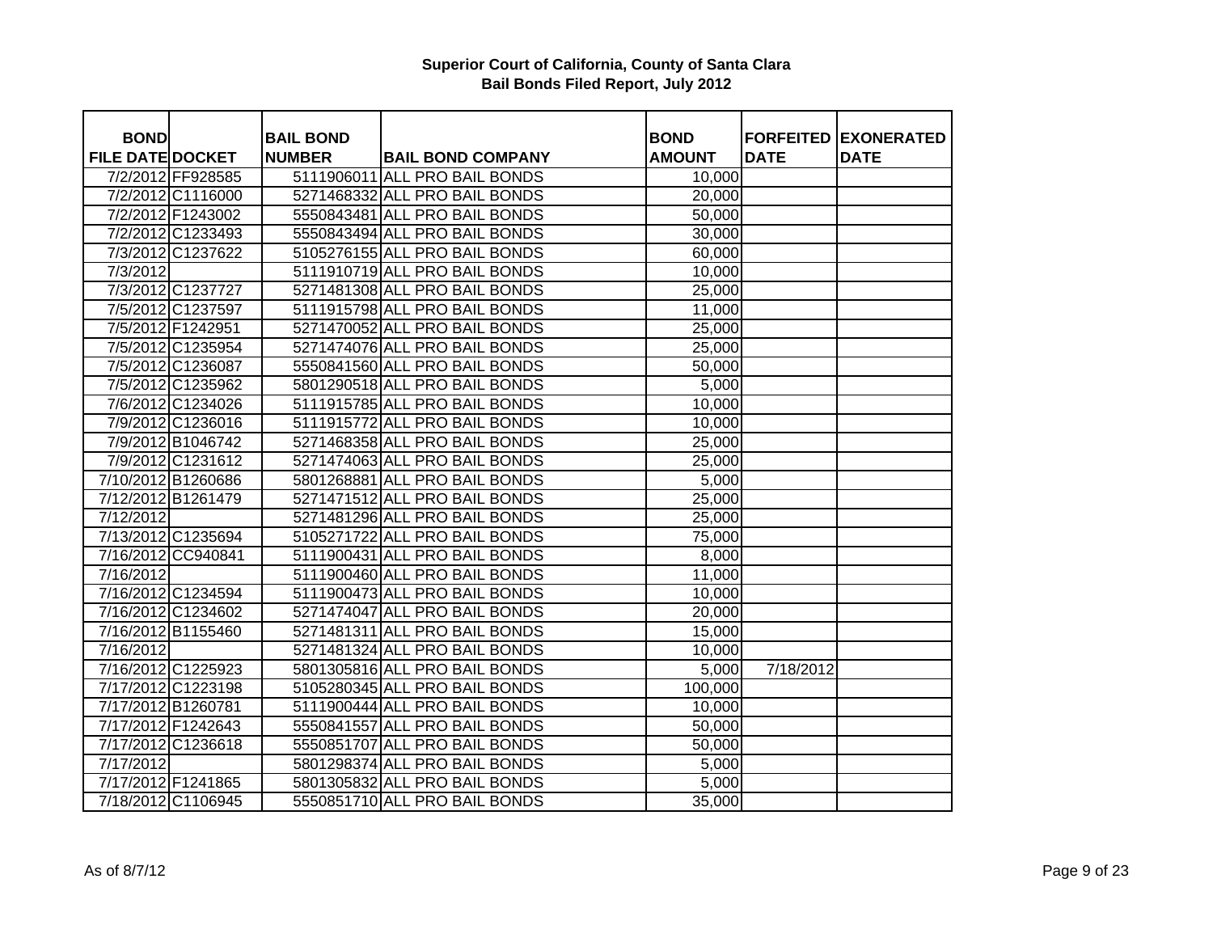# Superior Court of California, County of Santa Clara
## Bail Bonds Filed Report, July 2012

| BOND FILE DATE | DOCKET | BAIL BOND NUMBER | BAIL BOND COMPANY | BOND AMOUNT | FORFEITED DATE | EXONERATED DATE |
|---|---|---|---|---|---|---|
| 7/2/2012 | FF928585 | 5111906011 | ALL PRO BAIL BONDS | 10,000 | | |
| 7/2/2012 | C1116000 | 5271468332 | ALL PRO BAIL BONDS | 20,000 | | |
| 7/2/2012 | F1243002 | 5550843481 | ALL PRO BAIL BONDS | 50,000 | | |
| 7/2/2012 | C1233493 | 5550843494 | ALL PRO BAIL BONDS | 30,000 | | |
| 7/3/2012 | C1237622 | 5105276155 | ALL PRO BAIL BONDS | 60,000 | | |
| 7/3/2012 | | 5111910719 | ALL PRO BAIL BONDS | 10,000 | | |
| 7/3/2012 | C1237727 | 5271481308 | ALL PRO BAIL BONDS | 25,000 | | |
| 7/5/2012 | C1237597 | 5111915798 | ALL PRO BAIL BONDS | 11,000 | | |
| 7/5/2012 | F1242951 | 5271470052 | ALL PRO BAIL BONDS | 25,000 | | |
| 7/5/2012 | C1235954 | 5271474076 | ALL PRO BAIL BONDS | 25,000 | | |
| 7/5/2012 | C1236087 | 5550841560 | ALL PRO BAIL BONDS | 50,000 | | |
| 7/5/2012 | C1235962 | 5801290518 | ALL PRO BAIL BONDS | 5,000 | | |
| 7/6/2012 | C1234026 | 5111915785 | ALL PRO BAIL BONDS | 10,000 | | |
| 7/9/2012 | C1236016 | 5111915772 | ALL PRO BAIL BONDS | 10,000 | | |
| 7/9/2012 | B1046742 | 5271468358 | ALL PRO BAIL BONDS | 25,000 | | |
| 7/9/2012 | C1231612 | 5271474063 | ALL PRO BAIL BONDS | 25,000 | | |
| 7/10/2012 | B1260686 | 5801268881 | ALL PRO BAIL BONDS | 5,000 | | |
| 7/12/2012 | B1261479 | 5271471512 | ALL PRO BAIL BONDS | 25,000 | | |
| 7/12/2012 | | 5271481296 | ALL PRO BAIL BONDS | 25,000 | | |
| 7/13/2012 | C1235694 | 5105271722 | ALL PRO BAIL BONDS | 75,000 | | |
| 7/16/2012 | CC940841 | 5111900431 | ALL PRO BAIL BONDS | 8,000 | | |
| 7/16/2012 | | 5111900460 | ALL PRO BAIL BONDS | 11,000 | | |
| 7/16/2012 | C1234594 | 5111900473 | ALL PRO BAIL BONDS | 10,000 | | |
| 7/16/2012 | C1234602 | 5271474047 | ALL PRO BAIL BONDS | 20,000 | | |
| 7/16/2012 | B1155460 | 5271481311 | ALL PRO BAIL BONDS | 15,000 | | |
| 7/16/2012 | | 5271481324 | ALL PRO BAIL BONDS | 10,000 | | |
| 7/16/2012 | C1225923 | 5801305816 | ALL PRO BAIL BONDS | 5,000 | 7/18/2012 | |
| 7/17/2012 | C1223198 | 5105280345 | ALL PRO BAIL BONDS | 100,000 | | |
| 7/17/2012 | B1260781 | 5111900444 | ALL PRO BAIL BONDS | 10,000 | | |
| 7/17/2012 | F1242643 | 5550841557 | ALL PRO BAIL BONDS | 50,000 | | |
| 7/17/2012 | C1236618 | 5550851707 | ALL PRO BAIL BONDS | 50,000 | | |
| 7/17/2012 | | 5801298374 | ALL PRO BAIL BONDS | 5,000 | | |
| 7/17/2012 | F1241865 | 5801305832 | ALL PRO BAIL BONDS | 5,000 | | |
| 7/18/2012 | C1106945 | 5550851710 | ALL PRO BAIL BONDS | 35,000 | | |

As of 8/7/12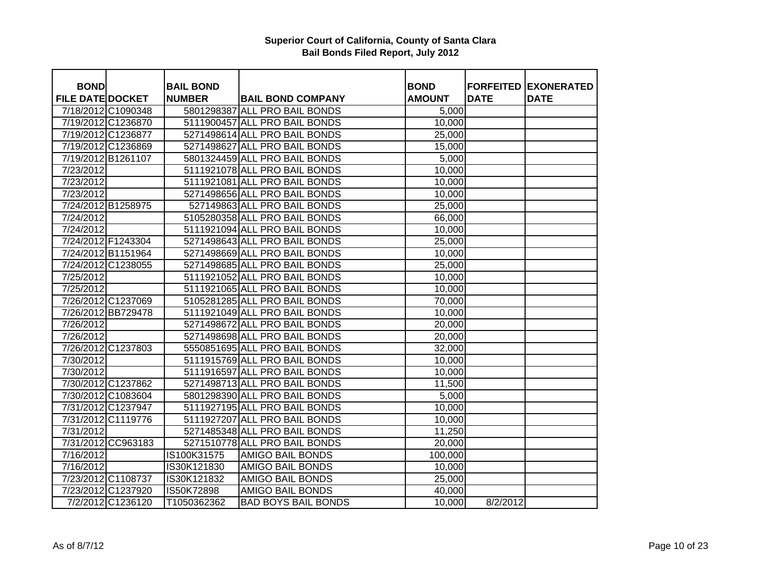# Superior Court of California, County of Santa Clara
## Bail Bonds Filed Report, July 2012

| BOND FILE DATE | DOCKET | BAIL BOND NUMBER | BAIL BOND COMPANY | BOND AMOUNT | FORFEITED DATE | EXONERATED DATE |
|---|---|---|---|---|---|---|
| 7/18/2012 | C1090348 | 5801298387 | ALL PRO BAIL BONDS | 5,000 | | |
| 7/19/2012 | C1236870 | 5111900457 | ALL PRO BAIL BONDS | 10,000 | | |
| 7/19/2012 | C1236877 | 5271498614 | ALL PRO BAIL BONDS | 25,000 | | |
| 7/19/2012 | C1236869 | 5271498627 | ALL PRO BAIL BONDS | 15,000 | | |
| 7/19/2012 | B1261107 | 5801324459 | ALL PRO BAIL BONDS | 5,000 | | |
| 7/23/2012 | | 5111921078 | ALL PRO BAIL BONDS | 10,000 | | |
| 7/23/2012 | | 5111921081 | ALL PRO BAIL BONDS | 10,000 | | |
| 7/23/2012 | | 5271498656 | ALL PRO BAIL BONDS | 10,000 | | |
| 7/24/2012 | B1258975 | 527149863 | ALL PRO BAIL BONDS | 25,000 | | |
| 7/24/2012 | | 5105280358 | ALL PRO BAIL BONDS | 66,000 | | |
| 7/24/2012 | | 5111921094 | ALL PRO BAIL BONDS | 10,000 | | |
| 7/24/2012 | F1243304 | 5271498643 | ALL PRO BAIL BONDS | 25,000 | | |
| 7/24/2012 | B1151964 | 5271498669 | ALL PRO BAIL BONDS | 10,000 | | |
| 7/24/2012 | C1238055 | 5271498685 | ALL PRO BAIL BONDS | 25,000 | | |
| 7/25/2012 | | 5111921052 | ALL PRO BAIL BONDS | 10,000 | | |
| 7/25/2012 | | 5111921065 | ALL PRO BAIL BONDS | 10,000 | | |
| 7/26/2012 | C1237069 | 5105281285 | ALL PRO BAIL BONDS | 70,000 | | |
| 7/26/2012 | BB729478 | 5111921049 | ALL PRO BAIL BONDS | 10,000 | | |
| 7/26/2012 | | 5271498672 | ALL PRO BAIL BONDS | 20,000 | | |
| 7/26/2012 | | 5271498698 | ALL PRO BAIL BONDS | 20,000 | | |
| 7/26/2012 | C1237803 | 5550851695 | ALL PRO BAIL BONDS | 32,000 | | |
| 7/30/2012 | | 5111915769 | ALL PRO BAIL BONDS | 10,000 | | |
| 7/30/2012 | | 5111916597 | ALL PRO BAIL BONDS | 10,000 | | |
| 7/30/2012 | C1237862 | 5271498713 | ALL PRO BAIL BONDS | 11,500 | | |
| 7/30/2012 | C1083604 | 5801298390 | ALL PRO BAIL BONDS | 5,000 | | |
| 7/31/2012 | C1237947 | 5111927195 | ALL PRO BAIL BONDS | 10,000 | | |
| 7/31/2012 | C1119776 | 5111927207 | ALL PRO BAIL BONDS | 10,000 | | |
| 7/31/2012 | | 5271485348 | ALL PRO BAIL BONDS | 11,250 | | |
| 7/31/2012 | CC963183 | 5271510778 | ALL PRO BAIL BONDS | 20,000 | | |
| 7/16/2012 | | IS100K31575 | AMIGO BAIL BONDS | 100,000 | | |
| 7/16/2012 | | IS30K121830 | AMIGO BAIL BONDS | 10,000 | | |
| 7/23/2012 | C1108737 | IS30K121832 | AMIGO BAIL BONDS | 25,000 | | |
| 7/23/2012 | C1237920 | IS50K72898 | AMIGO BAIL BONDS | 40,000 | | |
| 7/2/2012 | C1236120 | T1050362362 | BAD BOYS BAIL BONDS | 10,000 | 8/2/2012 | |

As of 8/7/12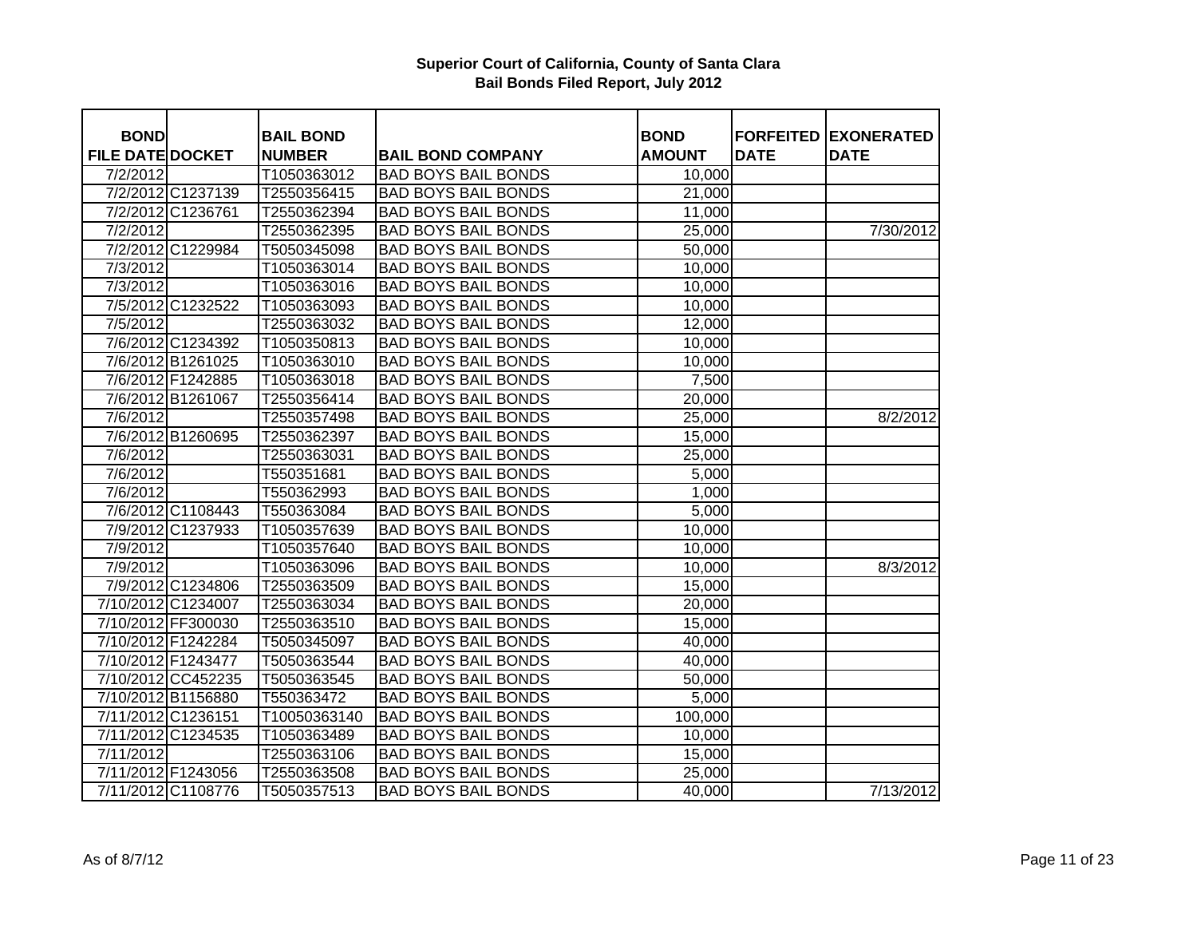# Superior Court of California, County of Santa Clara
## Bail Bonds Filed Report, July 2012

| BOND FILE DATE | DOCKET | BAIL BOND NUMBER | BAIL BOND COMPANY | BOND AMOUNT | FORFEITED DATE | EXONERATED DATE |
|---|---|---|---|---|---|---|
| 7/2/2012 | | T1050363012 | BAD BOYS BAIL BONDS | 10,000 | | |
| 7/2/2012 | C1237139 | T2550356415 | BAD BOYS BAIL BONDS | 21,000 | | |
| 7/2/2012 | C1236761 | T2550362394 | BAD BOYS BAIL BONDS | 11,000 | | |
| 7/2/2012 | | T2550362395 | BAD BOYS BAIL BONDS | 25,000 | | 7/30/2012 |
| 7/2/2012 | C1229984 | T5050345098 | BAD BOYS BAIL BONDS | 50,000 | | |
| 7/3/2012 | | T1050363014 | BAD BOYS BAIL BONDS | 10,000 | | |
| 7/3/2012 | | T1050363016 | BAD BOYS BAIL BONDS | 10,000 | | |
| 7/5/2012 | C1232522 | T1050363093 | BAD BOYS BAIL BONDS | 10,000 | | |
| 7/5/2012 | | T2550363032 | BAD BOYS BAIL BONDS | 12,000 | | |
| 7/6/2012 | C1234392 | T1050350813 | BAD BOYS BAIL BONDS | 10,000 | | |
| 7/6/2012 | B1261025 | T1050363010 | BAD BOYS BAIL BONDS | 10,000 | | |
| 7/6/2012 | F1242885 | T1050363018 | BAD BOYS BAIL BONDS | 7,500 | | |
| 7/6/2012 | B1261067 | T2550356414 | BAD BOYS BAIL BONDS | 20,000 | | |
| 7/6/2012 | | T2550357498 | BAD BOYS BAIL BONDS | 25,000 | | 8/2/2012 |
| 7/6/2012 | B1260695 | T2550362397 | BAD BOYS BAIL BONDS | 15,000 | | |
| 7/6/2012 | | T2550363031 | BAD BOYS BAIL BONDS | 25,000 | | |
| 7/6/2012 | | T550351681 | BAD BOYS BAIL BONDS | 5,000 | | |
| 7/6/2012 | | T550362993 | BAD BOYS BAIL BONDS | 1,000 | | |
| 7/6/2012 | C1108443 | T550363084 | BAD BOYS BAIL BONDS | 5,000 | | |
| 7/9/2012 | C1237933 | T1050357639 | BAD BOYS BAIL BONDS | 10,000 | | |
| 7/9/2012 | | T1050357640 | BAD BOYS BAIL BONDS | 10,000 | | |
| 7/9/2012 | | T1050363096 | BAD BOYS BAIL BONDS | 10,000 | | 8/3/2012 |
| 7/9/2012 | C1234806 | T2550363509 | BAD BOYS BAIL BONDS | 15,000 | | |
| 7/10/2012 | C1234007 | T2550363034 | BAD BOYS BAIL BONDS | 20,000 | | |
| 7/10/2012 | FF300030 | T2550363510 | BAD BOYS BAIL BONDS | 15,000 | | |
| 7/10/2012 | F1242284 | T5050345097 | BAD BOYS BAIL BONDS | 40,000 | | |
| 7/10/2012 | F1243477 | T5050363544 | BAD BOYS BAIL BONDS | 40,000 | | |
| 7/10/2012 | CC452235 | T5050363545 | BAD BOYS BAIL BONDS | 50,000 | | |
| 7/10/2012 | B1156880 | T550363472 | BAD BOYS BAIL BONDS | 5,000 | | |
| 7/11/2012 | C1236151 | T10050363140 | BAD BOYS BAIL BONDS | 100,000 | | |
| 7/11/2012 | C1234535 | T1050363489 | BAD BOYS BAIL BONDS | 10,000 | | |
| 7/11/2012 | | T2550363106 | BAD BOYS BAIL BONDS | 15,000 | | |
| 7/11/2012 | F1243056 | T2550363508 | BAD BOYS BAIL BONDS | 25,000 | | |
| 7/11/2012 | C1108776 | T5050357513 | BAD BOYS BAIL BONDS | 40,000 | | 7/13/2012 |

As of 8/7/12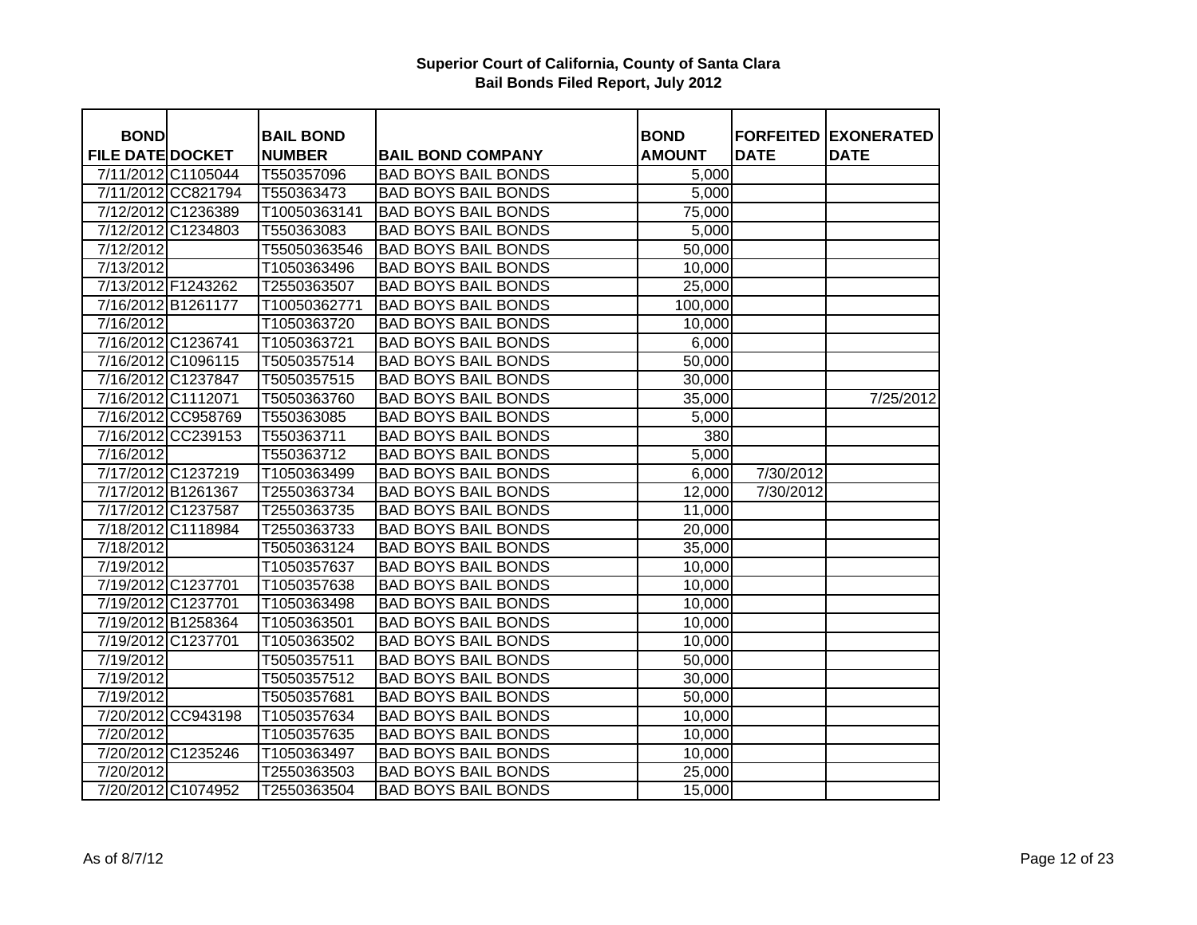**Superior Court of California, County of Santa Clara**
**Bail Bonds Filed Report, July 2012**

| BOND FILE DATE | DOCKET | BAIL BOND NUMBER | BAIL BOND COMPANY | BOND AMOUNT | FORFEITED DATE | EXONERATED DATE |
|---|---|---|---|---|---|---|
| 7/11/2012 | C1105044 | T550357096 | BAD BOYS BAIL BONDS | 5,000 | | |
| 7/11/2012 | CC821794 | T550363473 | BAD BOYS BAIL BONDS | 5,000 | | |
| 7/12/2012 | C1236389 | T10050363141 | BAD BOYS BAIL BONDS | 75,000 | | |
| 7/12/2012 | C1234803 | T550363083 | BAD BOYS BAIL BONDS | 5,000 | | |
| 7/12/2012 | | T55050363546 | BAD BOYS BAIL BONDS | 50,000 | | |
| 7/13/2012 | | T1050363496 | BAD BOYS BAIL BONDS | 10,000 | | |
| 7/13/2012 | F1243262 | T2550363507 | BAD BOYS BAIL BONDS | 25,000 | | |
| 7/16/2012 | B1261177 | T10050362771 | BAD BOYS BAIL BONDS | 100,000 | | |
| 7/16/2012 | | T1050363720 | BAD BOYS BAIL BONDS | 10,000 | | |
| 7/16/2012 | C1236741 | T1050363721 | BAD BOYS BAIL BONDS | 6,000 | | |
| 7/16/2012 | C1096115 | T5050357514 | BAD BOYS BAIL BONDS | 50,000 | | |
| 7/16/2012 | C1237847 | T5050357515 | BAD BOYS BAIL BONDS | 30,000 | | |
| 7/16/2012 | C1112071 | T5050363760 | BAD BOYS BAIL BONDS | 35,000 | | 7/25/2012 |
| 7/16/2012 | CC958769 | T550363085 | BAD BOYS BAIL BONDS | 5,000 | | |
| 7/16/2012 | CC239153 | T550363711 | BAD BOYS BAIL BONDS | 380 | | |
| 7/16/2012 | | T550363712 | BAD BOYS BAIL BONDS | 5,000 | | |
| 7/17/2012 | C1237219 | T1050363499 | BAD BOYS BAIL BONDS | 6,000 | 7/30/2012 | |
| 7/17/2012 | B1261367 | T2550363734 | BAD BOYS BAIL BONDS | 12,000 | 7/30/2012 | |
| 7/17/2012 | C1237587 | T2550363735 | BAD BOYS BAIL BONDS | 11,000 | | |
| 7/18/2012 | C1118984 | T2550363733 | BAD BOYS BAIL BONDS | 20,000 | | |
| 7/18/2012 | | T5050363124 | BAD BOYS BAIL BONDS | 35,000 | | |
| 7/19/2012 | | T1050357637 | BAD BOYS BAIL BONDS | 10,000 | | |
| 7/19/2012 | C1237701 | T1050357638 | BAD BOYS BAIL BONDS | 10,000 | | |
| 7/19/2012 | C1237701 | T1050363498 | BAD BOYS BAIL BONDS | 10,000 | | |
| 7/19/2012 | B1258364 | T1050363501 | BAD BOYS BAIL BONDS | 10,000 | | |
| 7/19/2012 | C1237701 | T1050363502 | BAD BOYS BAIL BONDS | 10,000 | | |
| 7/19/2012 | | T5050357511 | BAD BOYS BAIL BONDS | 50,000 | | |
| 7/19/2012 | | T5050357512 | BAD BOYS BAIL BONDS | 30,000 | | |
| 7/19/2012 | | T5050357681 | BAD BOYS BAIL BONDS | 50,000 | | |
| 7/20/2012 | CC943198 | T1050357634 | BAD BOYS BAIL BONDS | 10,000 | | |
| 7/20/2012 | | T1050357635 | BAD BOYS BAIL BONDS | 10,000 | | |
| 7/20/2012 | C1235246 | T1050363497 | BAD BOYS BAIL BONDS | 10,000 | | |
| 7/20/2012 | | T2550363503 | BAD BOYS BAIL BONDS | 25,000 | | |
| 7/20/2012 | C1074952 | T2550363504 | BAD BOYS BAIL BONDS | 15,000 | | |

As of 8/7/12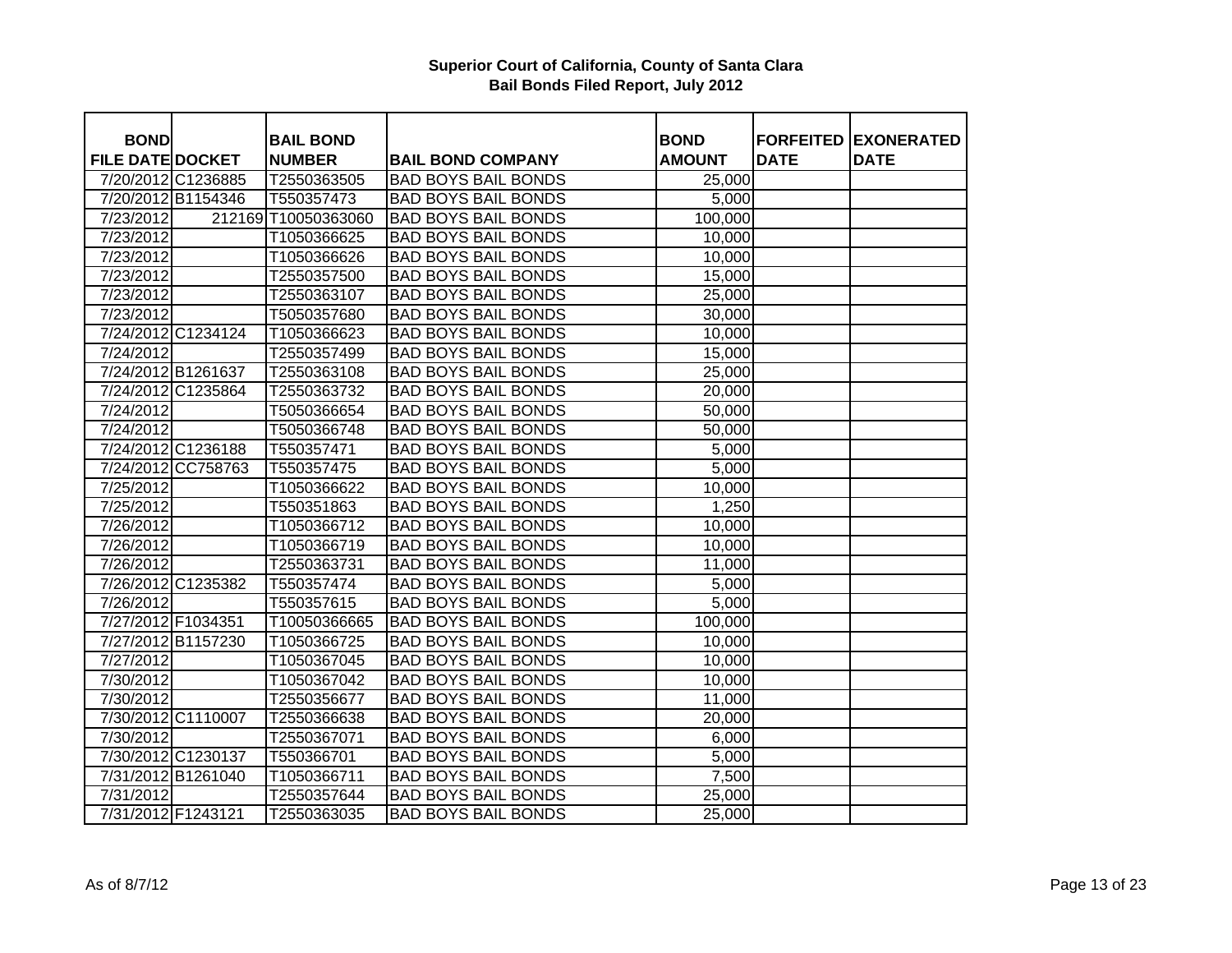**Superior Court of California, County of Santa Clara**
**Bail Bonds Filed Report, July 2012**

| BOND FILE DATE | DOCKET | BAIL BOND NUMBER | BAIL BOND COMPANY | BOND AMOUNT | FORFEITED DATE | EXONERATED DATE |
|---|---|---|---|---|---|---|
| 7/20/2012 | C1236885 | T2550363505 | BAD BOYS BAIL BONDS | 25,000 | | |
| 7/20/2012 | B1154346 | T550357473 | BAD BOYS BAIL BONDS | 5,000 | | |
| 7/23/2012 | 212169 | T10050363060 | BAD BOYS BAIL BONDS | 100,000 | | |
| 7/23/2012 | | T1050366625 | BAD BOYS BAIL BONDS | 10,000 | | |
| 7/23/2012 | | T1050366626 | BAD BOYS BAIL BONDS | 10,000 | | |
| 7/23/2012 | | T2550357500 | BAD BOYS BAIL BONDS | 15,000 | | |
| 7/23/2012 | | T2550363107 | BAD BOYS BAIL BONDS | 25,000 | | |
| 7/23/2012 | | T5050357680 | BAD BOYS BAIL BONDS | 30,000 | | |
| 7/24/2012 | C1234124 | T1050366623 | BAD BOYS BAIL BONDS | 10,000 | | |
| 7/24/2012 | | T2550357499 | BAD BOYS BAIL BONDS | 15,000 | | |
| 7/24/2012 | B1261637 | T2550363108 | BAD BOYS BAIL BONDS | 25,000 | | |
| 7/24/2012 | C1235864 | T2550363732 | BAD BOYS BAIL BONDS | 20,000 | | |
| 7/24/2012 | | T5050366654 | BAD BOYS BAIL BONDS | 50,000 | | |
| 7/24/2012 | | T5050366748 | BAD BOYS BAIL BONDS | 50,000 | | |
| 7/24/2012 | C1236188 | T550357471 | BAD BOYS BAIL BONDS | 5,000 | | |
| 7/24/2012 | CC758763 | T550357475 | BAD BOYS BAIL BONDS | 5,000 | | |
| 7/25/2012 | | T1050366622 | BAD BOYS BAIL BONDS | 10,000 | | |
| 7/25/2012 | | T550351863 | BAD BOYS BAIL BONDS | 1,250 | | |
| 7/26/2012 | | T1050366712 | BAD BOYS BAIL BONDS | 10,000 | | |
| 7/26/2012 | | T1050366719 | BAD BOYS BAIL BONDS | 10,000 | | |
| 7/26/2012 | | T2550363731 | BAD BOYS BAIL BONDS | 11,000 | | |
| 7/26/2012 | C1235382 | T550357474 | BAD BOYS BAIL BONDS | 5,000 | | |
| 7/26/2012 | | T550357615 | BAD BOYS BAIL BONDS | 5,000 | | |
| 7/27/2012 | F1034351 | T10050366665 | BAD BOYS BAIL BONDS | 100,000 | | |
| 7/27/2012 | B1157230 | T1050366725 | BAD BOYS BAIL BONDS | 10,000 | | |
| 7/27/2012 | | T1050367045 | BAD BOYS BAIL BONDS | 10,000 | | |
| 7/30/2012 | | T1050367042 | BAD BOYS BAIL BONDS | 10,000 | | |
| 7/30/2012 | | T2550356677 | BAD BOYS BAIL BONDS | 11,000 | | |
| 7/30/2012 | C1110007 | T2550366638 | BAD BOYS BAIL BONDS | 20,000 | | |
| 7/30/2012 | | T2550367071 | BAD BOYS BAIL BONDS | 6,000 | | |
| 7/30/2012 | C1230137 | T550366701 | BAD BOYS BAIL BONDS | 5,000 | | |
| 7/31/2012 | B1261040 | T1050366711 | BAD BOYS BAIL BONDS | 7,500 | | |
| 7/31/2012 | | T2550357644 | BAD BOYS BAIL BONDS | 25,000 | | |
| 7/31/2012 | F1243121 | T2550363035 | BAD BOYS BAIL BONDS | 25,000 | | |

As of 8/7/12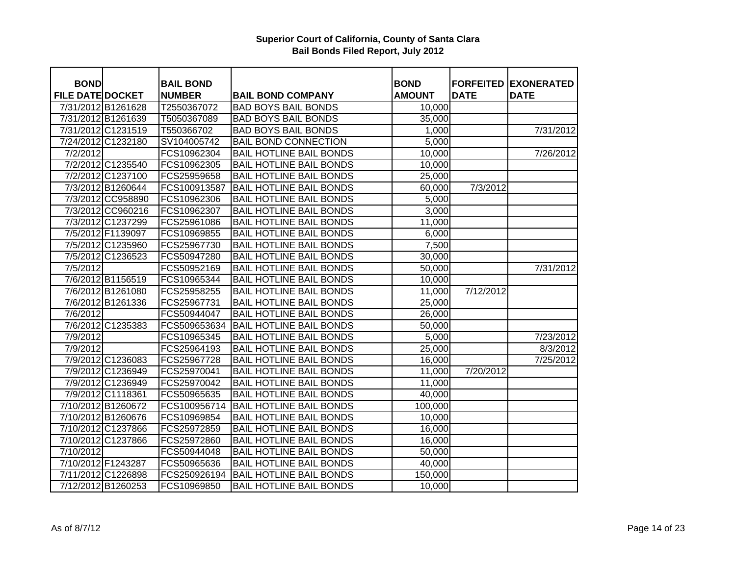**Superior Court of California, County of Santa Clara**
**Bail Bonds Filed Report, July 2012**

| BOND FILE DATE | DOCKET | BAIL BOND NUMBER | BAIL BOND COMPANY | BOND AMOUNT | FORFEITED DATE | EXONERATED DATE |
|---|---|---|---|---|---|---|
| 7/31/2012 | B1261628 | T2550367072 | BAD BOYS BAIL BONDS | 10,000 | | |
| 7/31/2012 | B1261639 | T5050367089 | BAD BOYS BAIL BONDS | 35,000 | | |
| 7/31/2012 | C1231519 | T550366702 | BAD BOYS BAIL BONDS | 1,000 | | 7/31/2012 |
| 7/24/2012 | C1232180 | SV104005742 | BAIL BOND CONNECTION | 5,000 | | |
| 7/2/2012 | | FCS10962304 | BAIL HOTLINE BAIL BONDS | 10,000 | | 7/26/2012 |
| 7/2/2012 | C1235540 | FCS10962305 | BAIL HOTLINE BAIL BONDS | 10,000 | | |
| 7/2/2012 | C1237100 | FCS25959658 | BAIL HOTLINE BAIL BONDS | 25,000 | | |
| 7/3/2012 | B1260644 | FCS100913587 | BAIL HOTLINE BAIL BONDS | 60,000 | 7/3/2012 | |
| 7/3/2012 | CC958890 | FCS10962306 | BAIL HOTLINE BAIL BONDS | 5,000 | | |
| 7/3/2012 | CC960216 | FCS10962307 | BAIL HOTLINE BAIL BONDS | 3,000 | | |
| 7/3/2012 | C1237299 | FCS25961086 | BAIL HOTLINE BAIL BONDS | 11,000 | | |
| 7/5/2012 | F1139097 | FCS10969855 | BAIL HOTLINE BAIL BONDS | 6,000 | | |
| 7/5/2012 | C1235960 | FCS25967730 | BAIL HOTLINE BAIL BONDS | 7,500 | | |
| 7/5/2012 | C1236523 | FCS50947280 | BAIL HOTLINE BAIL BONDS | 30,000 | | |
| 7/5/2012 | | FCS50952169 | BAIL HOTLINE BAIL BONDS | 50,000 | | 7/31/2012 |
| 7/6/2012 | B1156519 | FCS10965344 | BAIL HOTLINE BAIL BONDS | 10,000 | | |
| 7/6/2012 | B1261080 | FCS25958255 | BAIL HOTLINE BAIL BONDS | 11,000 | 7/12/2012 | |
| 7/6/2012 | B1261336 | FCS25967731 | BAIL HOTLINE BAIL BONDS | 25,000 | | |
| 7/6/2012 | | FCS50944047 | BAIL HOTLINE BAIL BONDS | 26,000 | | |
| 7/6/2012 | C1235383 | FCS509653634 | BAIL HOTLINE BAIL BONDS | 50,000 | | |
| 7/9/2012 | | FCS10965345 | BAIL HOTLINE BAIL BONDS | 5,000 | | 7/23/2012 |
| 7/9/2012 | | FCS25964193 | BAIL HOTLINE BAIL BONDS | 25,000 | | 8/3/2012 |
| 7/9/2012 | C1236083 | FCS25967728 | BAIL HOTLINE BAIL BONDS | 16,000 | | 7/25/2012 |
| 7/9/2012 | C1236949 | FCS25970041 | BAIL HOTLINE BAIL BONDS | 11,000 | 7/20/2012 | |
| 7/9/2012 | C1236949 | FCS25970042 | BAIL HOTLINE BAIL BONDS | 11,000 | | |
| 7/9/2012 | C1118361 | FCS50965635 | BAIL HOTLINE BAIL BONDS | 40,000 | | |
| 7/10/2012 | B1260672 | FCS100956714 | BAIL HOTLINE BAIL BONDS | 100,000 | | |
| 7/10/2012 | B1260676 | FCS10969854 | BAIL HOTLINE BAIL BONDS | 10,000 | | |
| 7/10/2012 | C1237866 | FCS25972859 | BAIL HOTLINE BAIL BONDS | 16,000 | | |
| 7/10/2012 | C1237866 | FCS25972860 | BAIL HOTLINE BAIL BONDS | 16,000 | | |
| 7/10/2012 | | FCS50944048 | BAIL HOTLINE BAIL BONDS | 50,000 | | |
| 7/10/2012 | F1243287 | FCS50965636 | BAIL HOTLINE BAIL BONDS | 40,000 | | |
| 7/11/2012 | C1226898 | FCS250926194 | BAIL HOTLINE BAIL BONDS | 150,000 | | |
| 7/12/2012 | B1260253 | FCS10969850 | BAIL HOTLINE BAIL BONDS | 10,000 | | |

As of 8/7/12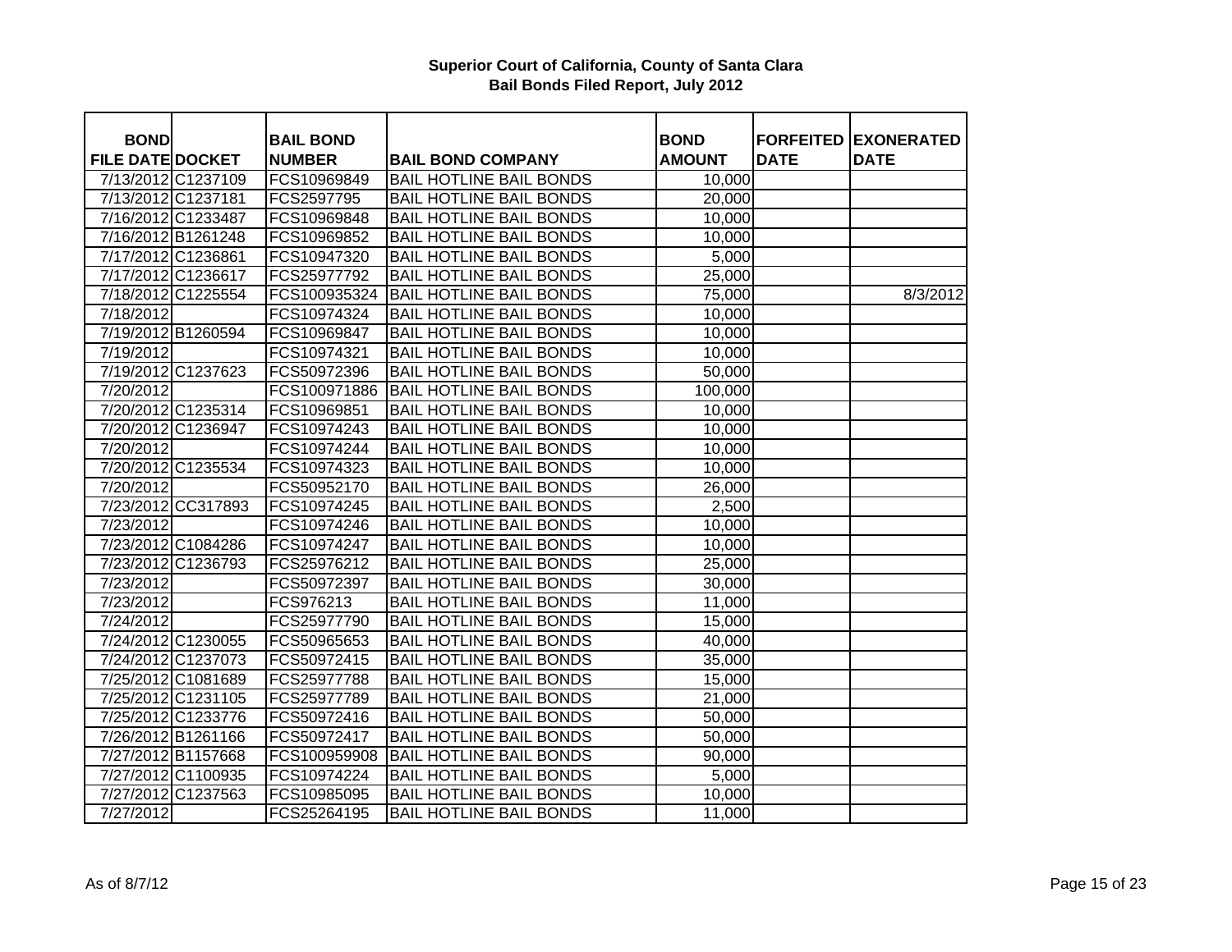**Superior Court of California, County of Santa Clara**
**Bail Bonds Filed Report, July 2012**

| BOND FILE DATE | DOCKET | BAIL BOND NUMBER | BAIL BOND COMPANY | BOND AMOUNT | FORFEITED DATE | EXONERATED DATE |
|---|---|---|---|---|---|---|
| 7/13/2012 | C1237109 | FCS10969849 | BAIL HOTLINE BAIL BONDS | 10,000 | | |
| 7/13/2012 | C1237181 | FCS2597795 | BAIL HOTLINE BAIL BONDS | 20,000 | | |
| 7/16/2012 | C1233487 | FCS10969848 | BAIL HOTLINE BAIL BONDS | 10,000 | | |
| 7/16/2012 | B1261248 | FCS10969852 | BAIL HOTLINE BAIL BONDS | 10,000 | | |
| 7/17/2012 | C1236861 | FCS10947320 | BAIL HOTLINE BAIL BONDS | 5,000 | | |
| 7/17/2012 | C1236617 | FCS25977792 | BAIL HOTLINE BAIL BONDS | 25,000 | | |
| 7/18/2012 | C1225554 | FCS100935324 | BAIL HOTLINE BAIL BONDS | 75,000 | | 8/3/2012 |
| 7/18/2012 | | FCS10974324 | BAIL HOTLINE BAIL BONDS | 10,000 | | |
| 7/19/2012 | B1260594 | FCS10969847 | BAIL HOTLINE BAIL BONDS | 10,000 | | |
| 7/19/2012 | | FCS10974321 | BAIL HOTLINE BAIL BONDS | 10,000 | | |
| 7/19/2012 | C1237623 | FCS50972396 | BAIL HOTLINE BAIL BONDS | 50,000 | | |
| 7/20/2012 | | FCS100971886 | BAIL HOTLINE BAIL BONDS | 100,000 | | |
| 7/20/2012 | C1235314 | FCS10969851 | BAIL HOTLINE BAIL BONDS | 10,000 | | |
| 7/20/2012 | C1236947 | FCS10974243 | BAIL HOTLINE BAIL BONDS | 10,000 | | |
| 7/20/2012 | | FCS10974244 | BAIL HOTLINE BAIL BONDS | 10,000 | | |
| 7/20/2012 | C1235534 | FCS10974323 | BAIL HOTLINE BAIL BONDS | 10,000 | | |
| 7/20/2012 | | FCS50952170 | BAIL HOTLINE BAIL BONDS | 26,000 | | |
| 7/23/2012 | CC317893 | FCS10974245 | BAIL HOTLINE BAIL BONDS | 2,500 | | |
| 7/23/2012 | | FCS10974246 | BAIL HOTLINE BAIL BONDS | 10,000 | | |
| 7/23/2012 | C1084286 | FCS10974247 | BAIL HOTLINE BAIL BONDS | 10,000 | | |
| 7/23/2012 | C1236793 | FCS25976212 | BAIL HOTLINE BAIL BONDS | 25,000 | | |
| 7/23/2012 | | FCS50972397 | BAIL HOTLINE BAIL BONDS | 30,000 | | |
| 7/23/2012 | | FCS976213 | BAIL HOTLINE BAIL BONDS | 11,000 | | |
| 7/24/2012 | | FCS25977790 | BAIL HOTLINE BAIL BONDS | 15,000 | | |
| 7/24/2012 | C1230055 | FCS50965653 | BAIL HOTLINE BAIL BONDS | 40,000 | | |
| 7/24/2012 | C1237073 | FCS50972415 | BAIL HOTLINE BAIL BONDS | 35,000 | | |
| 7/25/2012 | C1081689 | FCS25977788 | BAIL HOTLINE BAIL BONDS | 15,000 | | |
| 7/25/2012 | C1231105 | FCS25977789 | BAIL HOTLINE BAIL BONDS | 21,000 | | |
| 7/25/2012 | C1233776 | FCS50972416 | BAIL HOTLINE BAIL BONDS | 50,000 | | |
| 7/26/2012 | B1261166 | FCS50972417 | BAIL HOTLINE BAIL BONDS | 50,000 | | |
| 7/27/2012 | B1157668 | FCS100959908 | BAIL HOTLINE BAIL BONDS | 90,000 | | |
| 7/27/2012 | C1100935 | FCS10974224 | BAIL HOTLINE BAIL BONDS | 5,000 | | |
| 7/27/2012 | C1237563 | FCS10985095 | BAIL HOTLINE BAIL BONDS | 10,000 | | |
| 7/27/2012 | | FCS25264195 | BAIL HOTLINE BAIL BONDS | 11,000 | | |

As of 8/7/12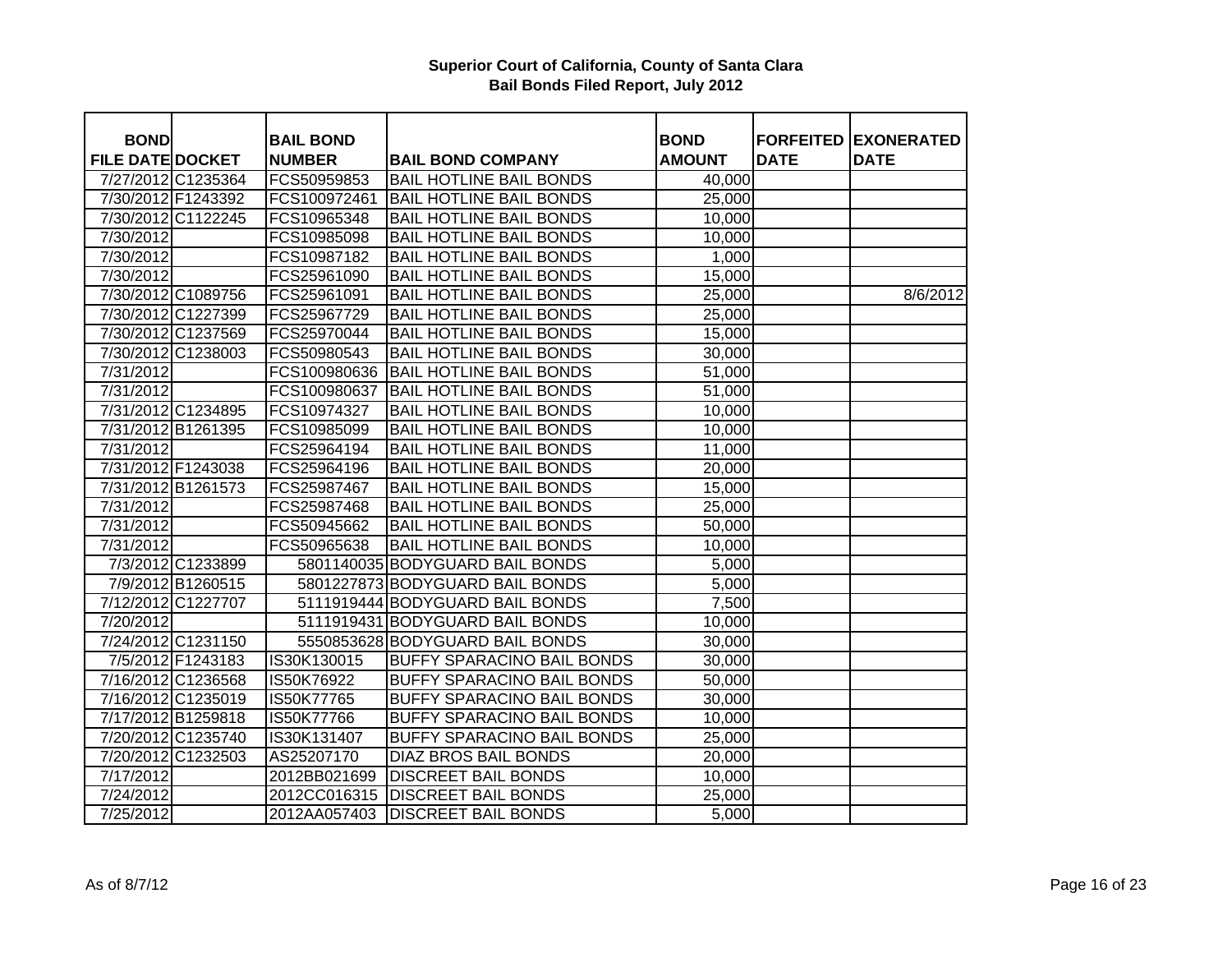**Superior Court of California, County of Santa Clara**
**Bail Bonds Filed Report, July 2012**

| BOND FILE DATE | DOCKET | BAIL BOND NUMBER | BAIL BOND COMPANY | BOND AMOUNT | FORFEITED DATE | EXONERATED DATE |
|---|---|---|---|---|---|---|
| 7/27/2012 | C1235364 | FCS50959853 | BAIL HOTLINE BAIL BONDS | 40,000 | | |
| 7/30/2012 | F1243392 | FCS100972461 | BAIL HOTLINE BAIL BONDS | 25,000 | | |
| 7/30/2012 | C1122245 | FCS10965348 | BAIL HOTLINE BAIL BONDS | 10,000 | | |
| 7/30/2012 | | FCS10985098 | BAIL HOTLINE BAIL BONDS | 10,000 | | |
| 7/30/2012 | | FCS10987182 | BAIL HOTLINE BAIL BONDS | 1,000 | | |
| 7/30/2012 | | FCS25961090 | BAIL HOTLINE BAIL BONDS | 15,000 | | |
| 7/30/2012 | C1089756 | FCS25961091 | BAIL HOTLINE BAIL BONDS | 25,000 | | 8/6/2012 |
| 7/30/2012 | C1227399 | FCS25967729 | BAIL HOTLINE BAIL BONDS | 25,000 | | |
| 7/30/2012 | C1237569 | FCS25970044 | BAIL HOTLINE BAIL BONDS | 15,000 | | |
| 7/30/2012 | C1238003 | FCS50980543 | BAIL HOTLINE BAIL BONDS | 30,000 | | |
| 7/31/2012 | | FCS100980636 | BAIL HOTLINE BAIL BONDS | 51,000 | | |
| 7/31/2012 | | FCS100980637 | BAIL HOTLINE BAIL BONDS | 51,000 | | |
| 7/31/2012 | C1234895 | FCS10974327 | BAIL HOTLINE BAIL BONDS | 10,000 | | |
| 7/31/2012 | B1261395 | FCS10985099 | BAIL HOTLINE BAIL BONDS | 10,000 | | |
| 7/31/2012 | | FCS25964194 | BAIL HOTLINE BAIL BONDS | 11,000 | | |
| 7/31/2012 | F1243038 | FCS25964196 | BAIL HOTLINE BAIL BONDS | 20,000 | | |
| 7/31/2012 | B1261573 | FCS25987467 | BAIL HOTLINE BAIL BONDS | 15,000 | | |
| 7/31/2012 | | FCS25987468 | BAIL HOTLINE BAIL BONDS | 25,000 | | |
| 7/31/2012 | | FCS50945662 | BAIL HOTLINE BAIL BONDS | 50,000 | | |
| 7/31/2012 | | FCS50965638 | BAIL HOTLINE BAIL BONDS | 10,000 | | |
| 7/3/2012 | C1233899 | 5801140035 | BODYGUARD BAIL BONDS | 5,000 | | |
| 7/9/2012 | B1260515 | 5801227873 | BODYGUARD BAIL BONDS | 5,000 | | |
| 7/12/2012 | C1227707 | 5111919444 | BODYGUARD BAIL BONDS | 7,500 | | |
| 7/20/2012 | | 5111919431 | BODYGUARD BAIL BONDS | 10,000 | | |
| 7/24/2012 | C1231150 | 5550853628 | BODYGUARD BAIL BONDS | 30,000 | | |
| 7/5/2012 | F1243183 | IS30K130015 | BUFFY SPARACINO BAIL BONDS | 30,000 | | |
| 7/16/2012 | C1236568 | IS50K76922 | BUFFY SPARACINO BAIL BONDS | 50,000 | | |
| 7/16/2012 | C1235019 | IS50K77765 | BUFFY SPARACINO BAIL BONDS | 30,000 | | |
| 7/17/2012 | B1259818 | IS50K77766 | BUFFY SPARACINO BAIL BONDS | 10,000 | | |
| 7/20/2012 | C1235740 | IS30K131407 | BUFFY SPARACINO BAIL BONDS | 25,000 | | |
| 7/20/2012 | C1232503 | AS25207170 | DIAZ BROS BAIL BONDS | 20,000 | | |
| 7/17/2012 | | 2012BB021699 | DISCREET BAIL BONDS | 10,000 | | |
| 7/24/2012 | | 2012CC016315 | DISCREET BAIL BONDS | 25,000 | | |
| 7/25/2012 | | 2012AA057403 | DISCREET BAIL BONDS | 5,000 | | |

As of 8/7/12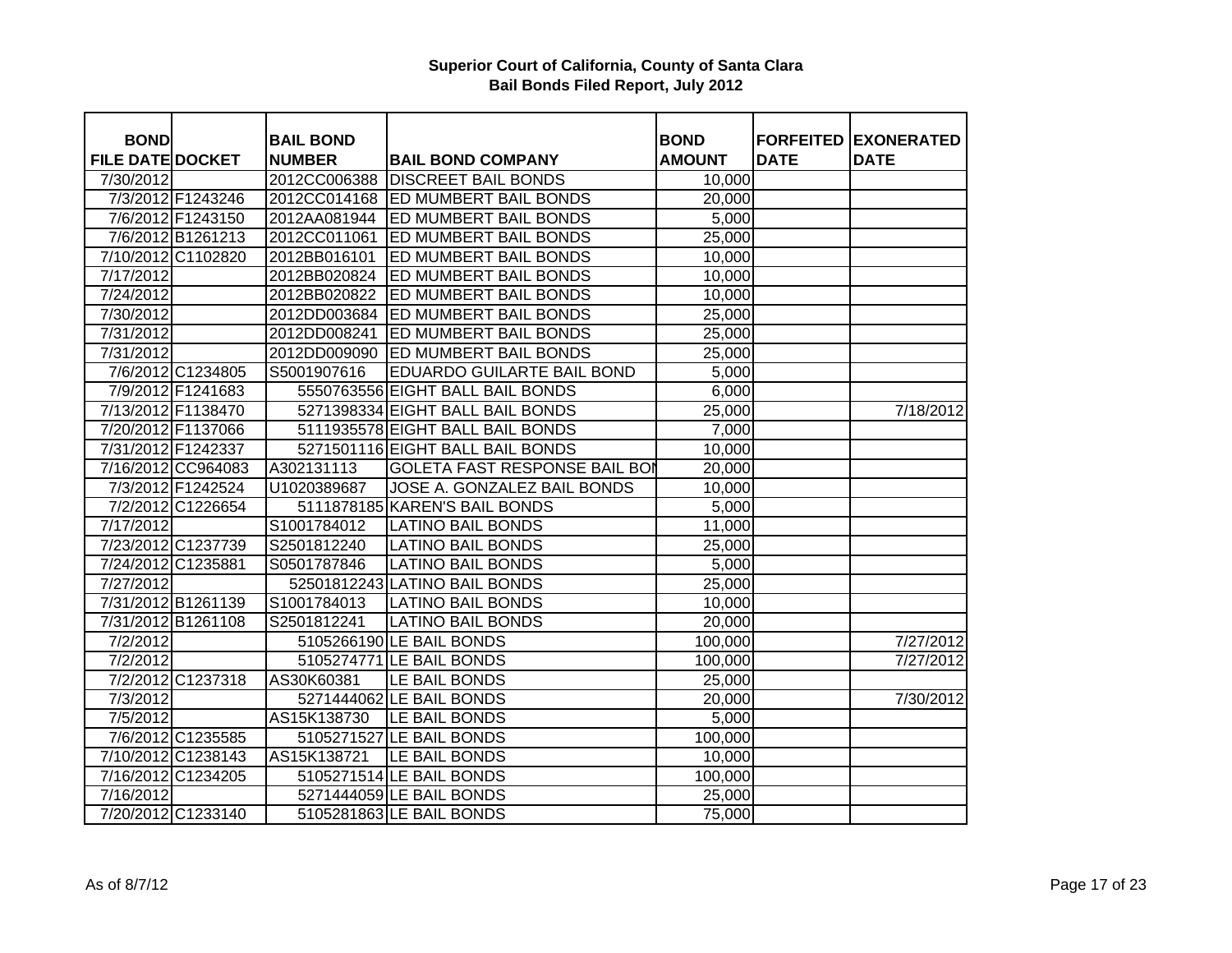**Superior Court of California, County of Santa Clara**
**Bail Bonds Filed Report, July 2012**

| BOND FILE DATE | DOCKET | BAIL BOND NUMBER | BAIL BOND COMPANY | BOND AMOUNT | FORFEITED DATE | EXONERATED DATE |
|---|---|---|---|---|---|---|
| 7/30/2012 | | 2012CC006388 | DISCREET BAIL BONDS | 10,000 | | |
| 7/3/2012 | F1243246 | 2012CC014168 | ED MUMBERT BAIL BONDS | 20,000 | | |
| 7/6/2012 | F1243150 | 2012AA081944 | ED MUMBERT BAIL BONDS | 5,000 | | |
| 7/6/2012 | B1261213 | 2012CC011061 | ED MUMBERT BAIL BONDS | 25,000 | | |
| 7/10/2012 | C1102820 | 2012BB016101 | ED MUMBERT BAIL BONDS | 10,000 | | |
| 7/17/2012 | | 2012BB020824 | ED MUMBERT BAIL BONDS | 10,000 | | |
| 7/24/2012 | | 2012BB020822 | ED MUMBERT BAIL BONDS | 10,000 | | |
| 7/30/2012 | | 2012DD003684 | ED MUMBERT BAIL BONDS | 25,000 | | |
| 7/31/2012 | | 2012DD008241 | ED MUMBERT BAIL BONDS | 25,000 | | |
| 7/31/2012 | | 2012DD009090 | ED MUMBERT BAIL BONDS | 25,000 | | |
| 7/6/2012 | C1234805 | S5001907616 | EDUARDO GUILARTE BAIL BOND | 5,000 | | |
| 7/9/2012 | F1241683 | 5550763556 | EIGHT BALL BAIL BONDS | 6,000 | | |
| 7/13/2012 | F1138470 | 5271398334 | EIGHT BALL BAIL BONDS | 25,000 | | 7/18/2012 |
| 7/20/2012 | F1137066 | 5111935578 | EIGHT BALL BAIL BONDS | 7,000 | | |
| 7/31/2012 | F1242337 | 5271501116 | EIGHT BALL BAIL BONDS | 10,000 | | |
| 7/16/2012 | CC964083 | A302131113 | GOLETA FAST RESPONSE BAIL BON | 20,000 | | |
| 7/3/2012 | F1242524 | U1020389687 | JOSE A. GONZALEZ BAIL BONDS | 10,000 | | |
| 7/2/2012 | C1226654 | 5111878185 | KAREN'S BAIL BONDS | 5,000 | | |
| 7/17/2012 | | S1001784012 | LATINO BAIL BONDS | 11,000 | | |
| 7/23/2012 | C1237739 | S2501812240 | LATINO BAIL BONDS | 25,000 | | |
| 7/24/2012 | C1235881 | S0501787846 | LATINO BAIL BONDS | 5,000 | | |
| 7/27/2012 | | 52501812243 | LATINO BAIL BONDS | 25,000 | | |
| 7/31/2012 | B1261139 | S1001784013 | LATINO BAIL BONDS | 10,000 | | |
| 7/31/2012 | B1261108 | S2501812241 | LATINO BAIL BONDS | 20,000 | | |
| 7/2/2012 | | 5105266190 | LE BAIL BONDS | 100,000 | | 7/27/2012 |
| 7/2/2012 | | 5105274771 | LE BAIL BONDS | 100,000 | | 7/27/2012 |
| 7/2/2012 | C1237318 | AS30K60381 | LE BAIL BONDS | 25,000 | | |
| 7/3/2012 | | 5271444062 | LE BAIL BONDS | 20,000 | | 7/30/2012 |
| 7/5/2012 | | AS15K138730 | LE BAIL BONDS | 5,000 | | |
| 7/6/2012 | C1235585 | 5105271527 | LE BAIL BONDS | 100,000 | | |
| 7/10/2012 | C1238143 | AS15K138721 | LE BAIL BONDS | 10,000 | | |
| 7/16/2012 | C1234205 | 5105271514 | LE BAIL BONDS | 100,000 | | |
| 7/16/2012 | | 5271444059 | LE BAIL BONDS | 25,000 | | |
| 7/20/2012 | C1233140 | 5105281863 | LE BAIL BONDS | 75,000 | | |

As of 8/7/12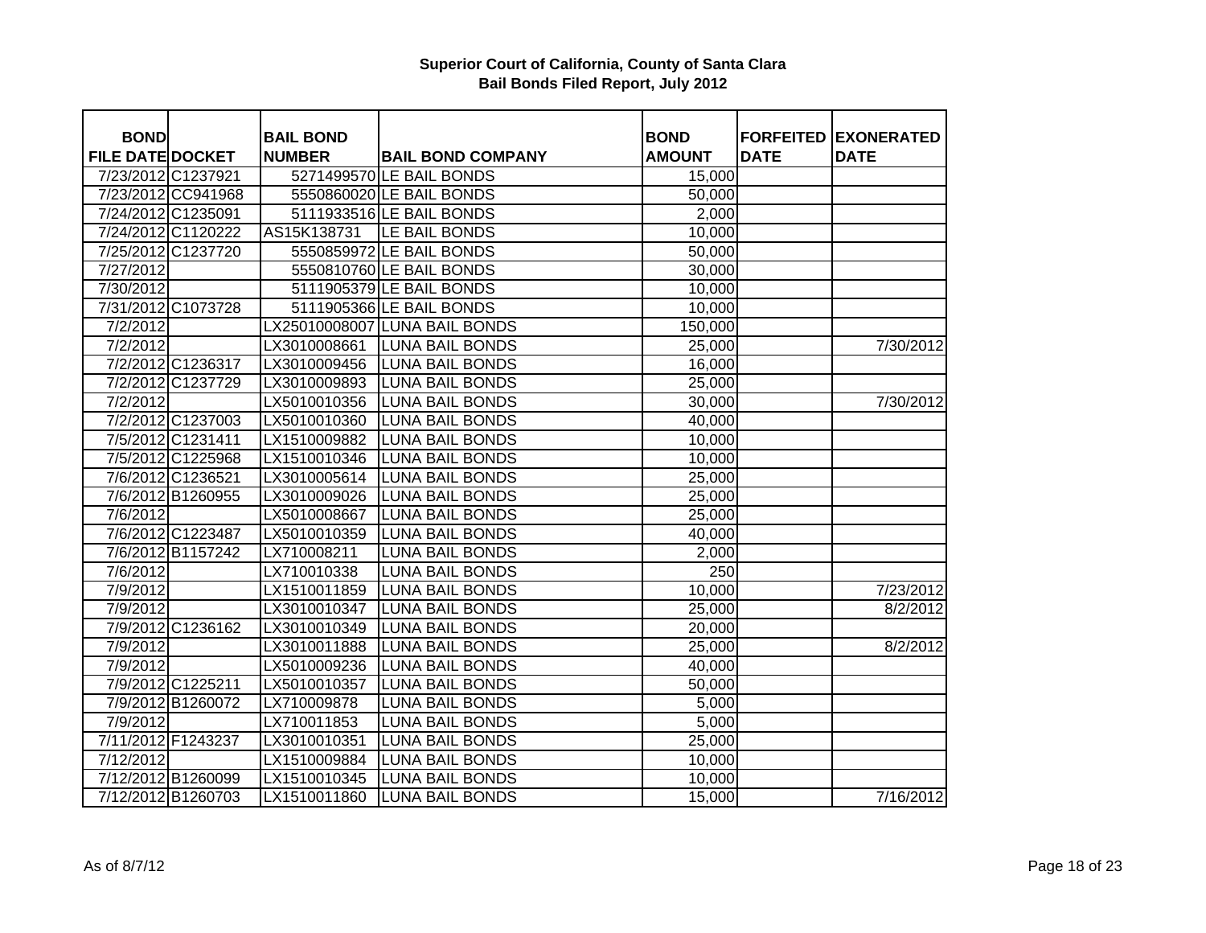**Superior Court of California, County of Santa Clara**
**Bail Bonds Filed Report, July 2012**

| BOND FILE DATE | DOCKET | BAIL BOND NUMBER | BAIL BOND COMPANY | BOND AMOUNT | FORFEITED DATE | EXONERATED DATE |
|---|---|---|---|---|---|---|
| 7/23/2012 | C1237921 | 5271499570 | LE BAIL BONDS | 15,000 | | |
| 7/23/2012 | CC941968 | 5550860020 | LE BAIL BONDS | 50,000 | | |
| 7/24/2012 | C1235091 | 5111933516 | LE BAIL BONDS | 2,000 | | |
| 7/24/2012 | C1120222 | AS15K138731 | LE BAIL BONDS | 10,000 | | |
| 7/25/2012 | C1237720 | 5550859972 | LE BAIL BONDS | 50,000 | | |
| 7/27/2012 | | 5550810760 | LE BAIL BONDS | 30,000 | | |
| 7/30/2012 | | 5111905379 | LE BAIL BONDS | 10,000 | | |
| 7/31/2012 | C1073728 | 5111905366 | LE BAIL BONDS | 10,000 | | |
| 7/2/2012 | | LX25010008007 | LUNA BAIL BONDS | 150,000 | | |
| 7/2/2012 | | LX3010008661 | LUNA BAIL BONDS | 25,000 | | 7/30/2012 |
| 7/2/2012 | C1236317 | LX3010009456 | LUNA BAIL BONDS | 16,000 | | |
| 7/2/2012 | C1237729 | LX3010009893 | LUNA BAIL BONDS | 25,000 | | |
| 7/2/2012 | | LX5010010356 | LUNA BAIL BONDS | 30,000 | | 7/30/2012 |
| 7/2/2012 | C1237003 | LX5010010360 | LUNA BAIL BONDS | 40,000 | | |
| 7/5/2012 | C1231411 | LX1510009882 | LUNA BAIL BONDS | 10,000 | | |
| 7/5/2012 | C1225968 | LX1510010346 | LUNA BAIL BONDS | 10,000 | | |
| 7/6/2012 | C1236521 | LX3010005614 | LUNA BAIL BONDS | 25,000 | | |
| 7/6/2012 | B1260955 | LX3010009026 | LUNA BAIL BONDS | 25,000 | | |
| 7/6/2012 | | LX5010008667 | LUNA BAIL BONDS | 25,000 | | |
| 7/6/2012 | C1223487 | LX5010010359 | LUNA BAIL BONDS | 40,000 | | |
| 7/6/2012 | B1157242 | LX710008211 | LUNA BAIL BONDS | 2,000 | | |
| 7/6/2012 | | LX710010338 | LUNA BAIL BONDS | 250 | | |
| 7/9/2012 | | LX1510011859 | LUNA BAIL BONDS | 10,000 | | 7/23/2012 |
| 7/9/2012 | | LX3010010347 | LUNA BAIL BONDS | 25,000 | | 8/2/2012 |
| 7/9/2012 | C1236162 | LX3010010349 | LUNA BAIL BONDS | 20,000 | | |
| 7/9/2012 | | LX3010011888 | LUNA BAIL BONDS | 25,000 | | 8/2/2012 |
| 7/9/2012 | | LX5010009236 | LUNA BAIL BONDS | 40,000 | | |
| 7/9/2012 | C1225211 | LX5010010357 | LUNA BAIL BONDS | 50,000 | | |
| 7/9/2012 | B1260072 | LX710009878 | LUNA BAIL BONDS | 5,000 | | |
| 7/9/2012 | | LX710011853 | LUNA BAIL BONDS | 5,000 | | |
| 7/11/2012 | F1243237 | LX3010010351 | LUNA BAIL BONDS | 25,000 | | |
| 7/12/2012 | | LX1510009884 | LUNA BAIL BONDS | 10,000 | | |
| 7/12/2012 | B1260099 | LX1510010345 | LUNA BAIL BONDS | 10,000 | | |
| 7/12/2012 | B1260703 | LX1510011860 | LUNA BAIL BONDS | 15,000 | | 7/16/2012 |

As of 8/7/12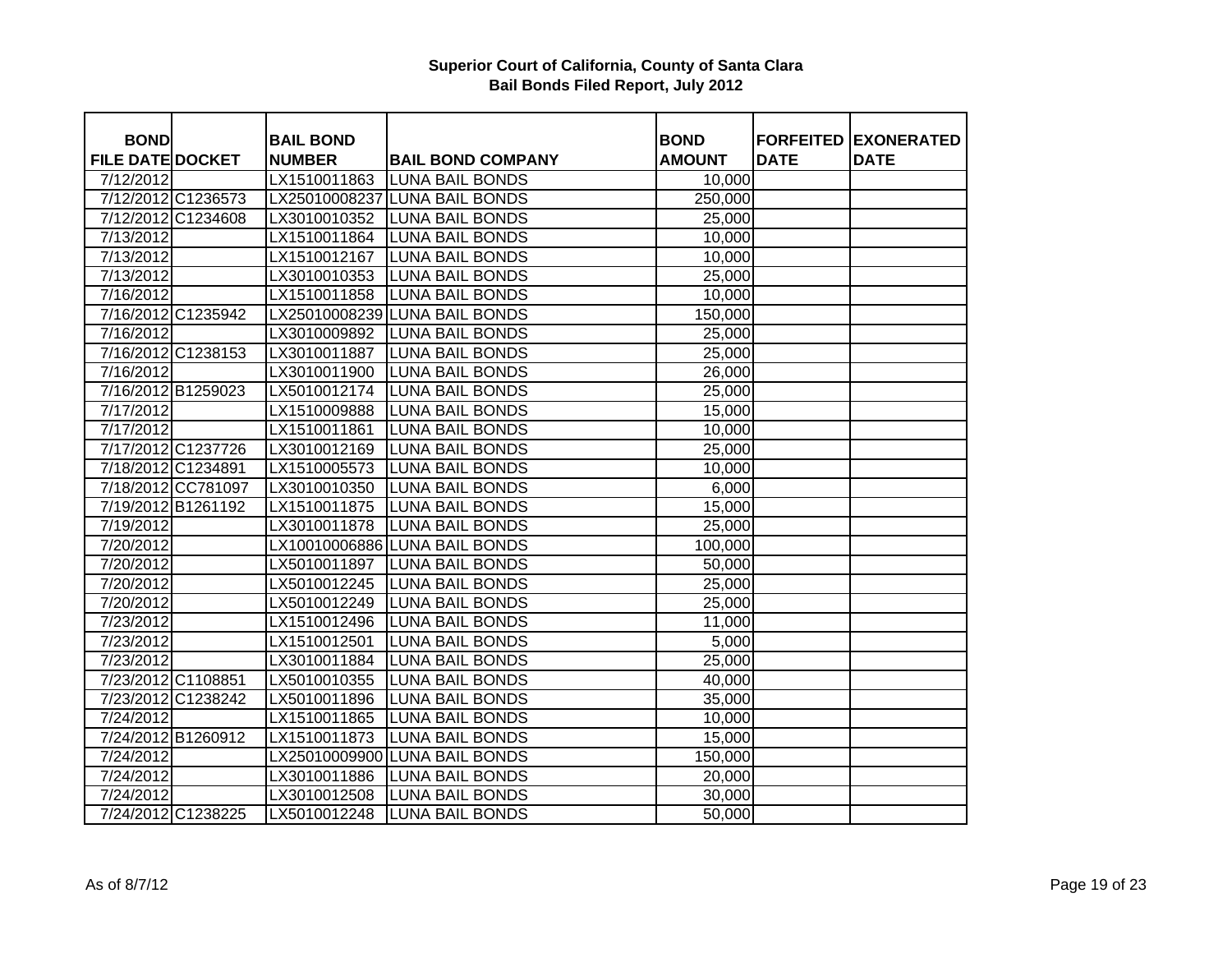**Superior Court of California, County of Santa Clara**
**Bail Bonds Filed Report, July 2012**

| BOND FILE DATE | DOCKET | BAIL BOND NUMBER | BAIL BOND COMPANY | BOND AMOUNT | FORFEITED DATE | EXONERATED DATE |
|---|---|---|---|---|---|---|
| 7/12/2012 | | LX1510011863 | LUNA BAIL BONDS | 10,000 | | |
| 7/12/2012 | C1236573 | LX25010008237 | LUNA BAIL BONDS | 250,000 | | |
| 7/12/2012 | C1234608 | LX3010010352 | LUNA BAIL BONDS | 25,000 | | |
| 7/13/2012 | | LX1510011864 | LUNA BAIL BONDS | 10,000 | | |
| 7/13/2012 | | LX1510012167 | LUNA BAIL BONDS | 10,000 | | |
| 7/13/2012 | | LX3010010353 | LUNA BAIL BONDS | 25,000 | | |
| 7/16/2012 | | LX1510011858 | LUNA BAIL BONDS | 10,000 | | |
| 7/16/2012 | C1235942 | LX25010008239 | LUNA BAIL BONDS | 150,000 | | |
| 7/16/2012 | | LX3010009892 | LUNA BAIL BONDS | 25,000 | | |
| 7/16/2012 | C1238153 | LX3010011887 | LUNA BAIL BONDS | 25,000 | | |
| 7/16/2012 | | LX3010011900 | LUNA BAIL BONDS | 26,000 | | |
| 7/16/2012 | B1259023 | LX5010012174 | LUNA BAIL BONDS | 25,000 | | |
| 7/17/2012 | | LX1510009888 | LUNA BAIL BONDS | 15,000 | | |
| 7/17/2012 | | LX1510011861 | LUNA BAIL BONDS | 10,000 | | |
| 7/17/2012 | C1237726 | LX3010012169 | LUNA BAIL BONDS | 25,000 | | |
| 7/18/2012 | C1234891 | LX1510005573 | LUNA BAIL BONDS | 10,000 | | |
| 7/18/2012 | CC781097 | LX3010010350 | LUNA BAIL BONDS | 6,000 | | |
| 7/19/2012 | B1261192 | LX1510011875 | LUNA BAIL BONDS | 15,000 | | |
| 7/19/2012 | | LX3010011878 | LUNA BAIL BONDS | 25,000 | | |
| 7/20/2012 | | LX10010006886 | LUNA BAIL BONDS | 100,000 | | |
| 7/20/2012 | | LX5010011897 | LUNA BAIL BONDS | 50,000 | | |
| 7/20/2012 | | LX5010012245 | LUNA BAIL BONDS | 25,000 | | |
| 7/20/2012 | | LX5010012249 | LUNA BAIL BONDS | 25,000 | | |
| 7/23/2012 | | LX1510012496 | LUNA BAIL BONDS | 11,000 | | |
| 7/23/2012 | | LX1510012501 | LUNA BAIL BONDS | 5,000 | | |
| 7/23/2012 | | LX3010011884 | LUNA BAIL BONDS | 25,000 | | |
| 7/23/2012 | C1108851 | LX5010010355 | LUNA BAIL BONDS | 40,000 | | |
| 7/23/2012 | C1238242 | LX5010011896 | LUNA BAIL BONDS | 35,000 | | |
| 7/24/2012 | | LX1510011865 | LUNA BAIL BONDS | 10,000 | | |
| 7/24/2012 | B1260912 | LX1510011873 | LUNA BAIL BONDS | 15,000 | | |
| 7/24/2012 | | LX25010009900 | LUNA BAIL BONDS | 150,000 | | |
| 7/24/2012 | | LX3010011886 | LUNA BAIL BONDS | 20,000 | | |
| 7/24/2012 | | LX3010012508 | LUNA BAIL BONDS | 30,000 | | |
| 7/24/2012 | C1238225 | LX5010012248 | LUNA BAIL BONDS | 50,000 | | |

As of 8/7/12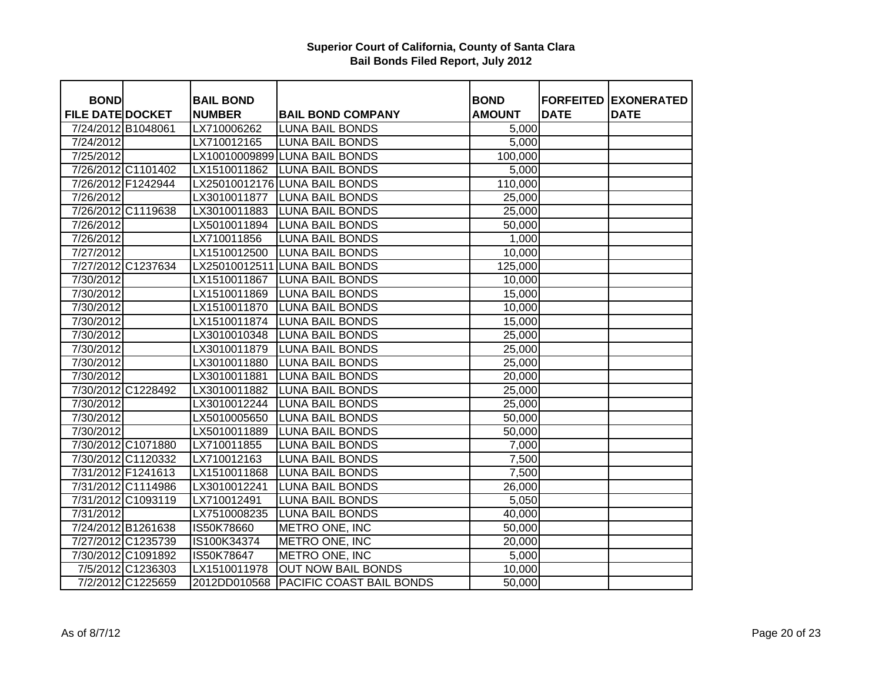**Superior Court of California, County of Santa Clara**
**Bail Bonds Filed Report, July 2012**

| BOND FILE DATE | DOCKET | BAIL BOND NUMBER | BAIL BOND COMPANY | BOND AMOUNT | FORFEITED DATE | EXONERATED DATE |
|---|---|---|---|---|---|---|
| 7/24/2012 | B1048061 | LX710006262 | LUNA BAIL BONDS | 5,000 | | |
| 7/24/2012 | | LX710012165 | LUNA BAIL BONDS | 5,000 | | |
| 7/25/2012 | | LX10010009899 | LUNA BAIL BONDS | 100,000 | | |
| 7/26/2012 | C1101402 | LX1510011862 | LUNA BAIL BONDS | 5,000 | | |
| 7/26/2012 | F1242944 | LX25010012176 | LUNA BAIL BONDS | 110,000 | | |
| 7/26/2012 | | LX3010011877 | LUNA BAIL BONDS | 25,000 | | |
| 7/26/2012 | C1119638 | LX3010011883 | LUNA BAIL BONDS | 25,000 | | |
| 7/26/2012 | | LX5010011894 | LUNA BAIL BONDS | 50,000 | | |
| 7/26/2012 | | LX710011856 | LUNA BAIL BONDS | 1,000 | | |
| 7/27/2012 | | LX1510012500 | LUNA BAIL BONDS | 10,000 | | |
| 7/27/2012 | C1237634 | LX25010012511 | LUNA BAIL BONDS | 125,000 | | |
| 7/30/2012 | | LX1510011867 | LUNA BAIL BONDS | 10,000 | | |
| 7/30/2012 | | LX1510011869 | LUNA BAIL BONDS | 15,000 | | |
| 7/30/2012 | | LX1510011870 | LUNA BAIL BONDS | 10,000 | | |
| 7/30/2012 | | LX1510011874 | LUNA BAIL BONDS | 15,000 | | |
| 7/30/2012 | | LX3010010348 | LUNA BAIL BONDS | 25,000 | | |
| 7/30/2012 | | LX3010011879 | LUNA BAIL BONDS | 25,000 | | |
| 7/30/2012 | | LX3010011880 | LUNA BAIL BONDS | 25,000 | | |
| 7/30/2012 | | LX3010011881 | LUNA BAIL BONDS | 20,000 | | |
| 7/30/2012 | C1228492 | LX3010011882 | LUNA BAIL BONDS | 25,000 | | |
| 7/30/2012 | | LX3010012244 | LUNA BAIL BONDS | 25,000 | | |
| 7/30/2012 | | LX5010005650 | LUNA BAIL BONDS | 50,000 | | |
| 7/30/2012 | | LX5010011889 | LUNA BAIL BONDS | 50,000 | | |
| 7/30/2012 | C1071880 | LX710011855 | LUNA BAIL BONDS | 7,000 | | |
| 7/30/2012 | C1120332 | LX710012163 | LUNA BAIL BONDS | 7,500 | | |
| 7/31/2012 | F1241613 | LX1510011868 | LUNA BAIL BONDS | 7,500 | | |
| 7/31/2012 | C1114986 | LX3010012241 | LUNA BAIL BONDS | 26,000 | | |
| 7/31/2012 | C1093119 | LX710012491 | LUNA BAIL BONDS | 5,050 | | |
| 7/31/2012 | | LX7510008235 | LUNA BAIL BONDS | 40,000 | | |
| 7/24/2012 | B1261638 | IS50K78660 | METRO ONE, INC | 50,000 | | |
| 7/27/2012 | C1235739 | IS100K34374 | METRO ONE, INC | 20,000 | | |
| 7/30/2012 | C1091892 | IS50K78647 | METRO ONE, INC | 5,000 | | |
| 7/5/2012 | C1236303 | LX1510011978 | OUT NOW BAIL BONDS | 10,000 | | |
| 7/2/2012 | C1225659 | 2012DD010568 | PACIFIC COAST BAIL BONDS | 50,000 | | |

As of 8/7/12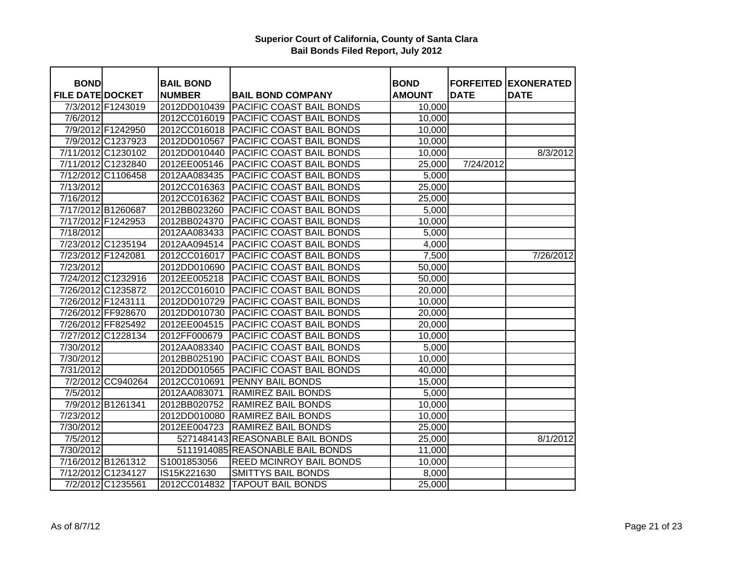**Superior Court of California, County of Santa Clara**
**Bail Bonds Filed Report, July 2012**

| BOND FILE DATE | DOCKET | BAIL BOND NUMBER | BAIL BOND COMPANY | BOND AMOUNT | FORFEITED DATE | EXONERATED DATE |
|---|---|---|---|---|---|---|
| 7/3/2012 | F1243019 | 2012DD010439 | PACIFIC COAST BAIL BONDS | 10,000 | | |
| 7/6/2012 | | 2012CC016019 | PACIFIC COAST BAIL BONDS | 10,000 | | |
| 7/9/2012 | F1242950 | 2012CC016018 | PACIFIC COAST BAIL BONDS | 10,000 | | |
| 7/9/2012 | C1237923 | 2012DD010567 | PACIFIC COAST BAIL BONDS | 10,000 | | |
| 7/11/2012 | C1230102 | 2012DD010440 | PACIFIC COAST BAIL BONDS | 10,000 | | 8/3/2012 |
| 7/11/2012 | C1232840 | 2012EE005146 | PACIFIC COAST BAIL BONDS | 25,000 | 7/24/2012 | |
| 7/12/2012 | C1106458 | 2012AA083435 | PACIFIC COAST BAIL BONDS | 5,000 | | |
| 7/13/2012 | | 2012CC016363 | PACIFIC COAST BAIL BONDS | 25,000 | | |
| 7/16/2012 | | 2012CC016362 | PACIFIC COAST BAIL BONDS | 25,000 | | |
| 7/17/2012 | B1260687 | 2012BB023260 | PACIFIC COAST BAIL BONDS | 5,000 | | |
| 7/17/2012 | F1242953 | 2012BB024370 | PACIFIC COAST BAIL BONDS | 10,000 | | |
| 7/18/2012 | | 2012AA083433 | PACIFIC COAST BAIL BONDS | 5,000 | | |
| 7/23/2012 | C1235194 | 2012AA094514 | PACIFIC COAST BAIL BONDS | 4,000 | | |
| 7/23/2012 | F1242081 | 2012CC016017 | PACIFIC COAST BAIL BONDS | 7,500 | | 7/26/2012 |
| 7/23/2012 | | 2012DD010690 | PACIFIC COAST BAIL BONDS | 50,000 | | |
| 7/24/2012 | C1232916 | 2012EE005218 | PACIFIC COAST BAIL BONDS | 50,000 | | |
| 7/26/2012 | C1235872 | 2012CC016010 | PACIFIC COAST BAIL BONDS | 20,000 | | |
| 7/26/2012 | F1243111 | 2012DD010729 | PACIFIC COAST BAIL BONDS | 10,000 | | |
| 7/26/2012 | FF928670 | 2012DD010730 | PACIFIC COAST BAIL BONDS | 20,000 | | |
| 7/26/2012 | FF825492 | 2012EE004515 | PACIFIC COAST BAIL BONDS | 20,000 | | |
| 7/27/2012 | C1228134 | 2012FF000679 | PACIFIC COAST BAIL BONDS | 10,000 | | |
| 7/30/2012 | | 2012AA083340 | PACIFIC COAST BAIL BONDS | 5,000 | | |
| 7/30/2012 | | 2012BB025190 | PACIFIC COAST BAIL BONDS | 10,000 | | |
| 7/31/2012 | | 2012DD010565 | PACIFIC COAST BAIL BONDS | 40,000 | | |
| 7/2/2012 | CC940264 | 2012CC010691 | PENNY BAIL BONDS | 15,000 | | |
| 7/5/2012 | | 2012AA083071 | RAMIREZ BAIL BONDS | 5,000 | | |
| 7/9/2012 | B1261341 | 2012BB020752 | RAMIREZ BAIL BONDS | 10,000 | | |
| 7/23/2012 | | 2012DD010080 | RAMIREZ BAIL BONDS | 10,000 | | |
| 7/30/2012 | | 2012EE004723 | RAMIREZ BAIL BONDS | 25,000 | | |
| 7/5/2012 | | 5271484143 | REASONABLE BAIL BONDS | 25,000 | | 8/1/2012 |
| 7/30/2012 | | 5111914085 | REASONABLE BAIL BONDS | 11,000 | | |
| 7/16/2012 | B1261312 | S1001853056 | REED MCINROY BAIL BONDS | 10,000 | | |
| 7/12/2012 | C1234127 | IS15K221630 | SMITTYS BAIL BONDS | 8,000 | | |
| 7/2/2012 | C1235561 | 2012CC014832 | TAPOUT BAIL BONDS | 25,000 | | |

As of 8/7/12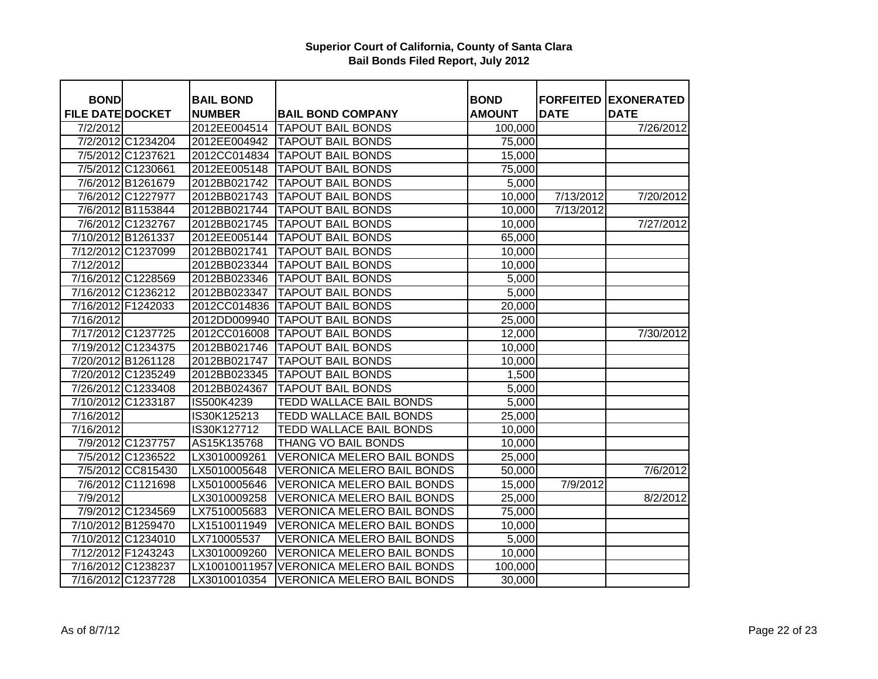**Superior Court of California, County of Santa Clara**
**Bail Bonds Filed Report, July 2012**

| BOND FILE DATE | DOCKET | BAIL BOND NUMBER | BAIL BOND COMPANY | BOND AMOUNT | FORFEITED DATE | EXONERATED DATE |
|---|---|---|---|---|---|---|
| 7/2/2012 | | 2012EE004514 | TAPOUT BAIL BONDS | 100,000 | | 7/26/2012 |
| 7/2/2012 | C1234204 | 2012EE004942 | TAPOUT BAIL BONDS | 75,000 | | |
| 7/5/2012 | C1237621 | 2012CC014834 | TAPOUT BAIL BONDS | 15,000 | | |
| 7/5/2012 | C1230661 | 2012EE005148 | TAPOUT BAIL BONDS | 75,000 | | |
| 7/6/2012 | B1261679 | 2012BB021742 | TAPOUT BAIL BONDS | 5,000 | | |
| 7/6/2012 | C1227977 | 2012BB021743 | TAPOUT BAIL BONDS | 10,000 | 7/13/2012 | 7/20/2012 |
| 7/6/2012 | B1153844 | 2012BB021744 | TAPOUT BAIL BONDS | 10,000 | 7/13/2012 | |
| 7/6/2012 | C1232767 | 2012BB021745 | TAPOUT BAIL BONDS | 10,000 | | 7/27/2012 |
| 7/10/2012 | B1261337 | 2012EE005144 | TAPOUT BAIL BONDS | 65,000 | | |
| 7/12/2012 | C1237099 | 2012BB021741 | TAPOUT BAIL BONDS | 10,000 | | |
| 7/12/2012 | | 2012BB023344 | TAPOUT BAIL BONDS | 10,000 | | |
| 7/16/2012 | C1228569 | 2012BB023346 | TAPOUT BAIL BONDS | 5,000 | | |
| 7/16/2012 | C1236212 | 2012BB023347 | TAPOUT BAIL BONDS | 5,000 | | |
| 7/16/2012 | F1242033 | 2012CC014836 | TAPOUT BAIL BONDS | 20,000 | | |
| 7/16/2012 | | 2012DD009940 | TAPOUT BAIL BONDS | 25,000 | | |
| 7/17/2012 | C1237725 | 2012CC016008 | TAPOUT BAIL BONDS | 12,000 | | 7/30/2012 |
| 7/19/2012 | C1234375 | 2012BB021746 | TAPOUT BAIL BONDS | 10,000 | | |
| 7/20/2012 | B1261128 | 2012BB021747 | TAPOUT BAIL BONDS | 10,000 | | |
| 7/20/2012 | C1235249 | 2012BB023345 | TAPOUT BAIL BONDS | 1,500 | | |
| 7/26/2012 | C1233408 | 2012BB024367 | TAPOUT BAIL BONDS | 5,000 | | |
| 7/10/2012 | C1233187 | IS500K4239 | TEDD WALLACE BAIL BONDS | 5,000 | | |
| 7/16/2012 | | IS30K125213 | TEDD WALLACE BAIL BONDS | 25,000 | | |
| 7/16/2012 | | IS30K127712 | TEDD WALLACE BAIL BONDS | 10,000 | | |
| 7/9/2012 | C1237757 | AS15K135768 | THANG VO BAIL BONDS | 10,000 | | |
| 7/5/2012 | C1236522 | LX3010009261 | VERONICA MELERO BAIL BONDS | 25,000 | | |
| 7/5/2012 | CC815430 | LX5010005648 | VERONICA MELERO BAIL BONDS | 50,000 | | 7/6/2012 |
| 7/6/2012 | C1121698 | LX5010005646 | VERONICA MELERO BAIL BONDS | 15,000 | 7/9/2012 | |
| 7/9/2012 | | LX3010009258 | VERONICA MELERO BAIL BONDS | 25,000 | | 8/2/2012 |
| 7/9/2012 | C1234569 | LX7510005683 | VERONICA MELERO BAIL BONDS | 75,000 | | |
| 7/10/2012 | B1259470 | LX1510011949 | VERONICA MELERO BAIL BONDS | 10,000 | | |
| 7/10/2012 | C1234010 | LX710005537 | VERONICA MELERO BAIL BONDS | 5,000 | | |
| 7/12/2012 | F1243243 | LX3010009260 | VERONICA MELERO BAIL BONDS | 10,000 | | |
| 7/16/2012 | C1238237 | LX10010011957 | VERONICA MELERO BAIL BONDS | 100,000 | | |
| 7/16/2012 | C1237728 | LX3010010354 | VERONICA MELERO BAIL BONDS | 30,000 | | |

As of 8/7/12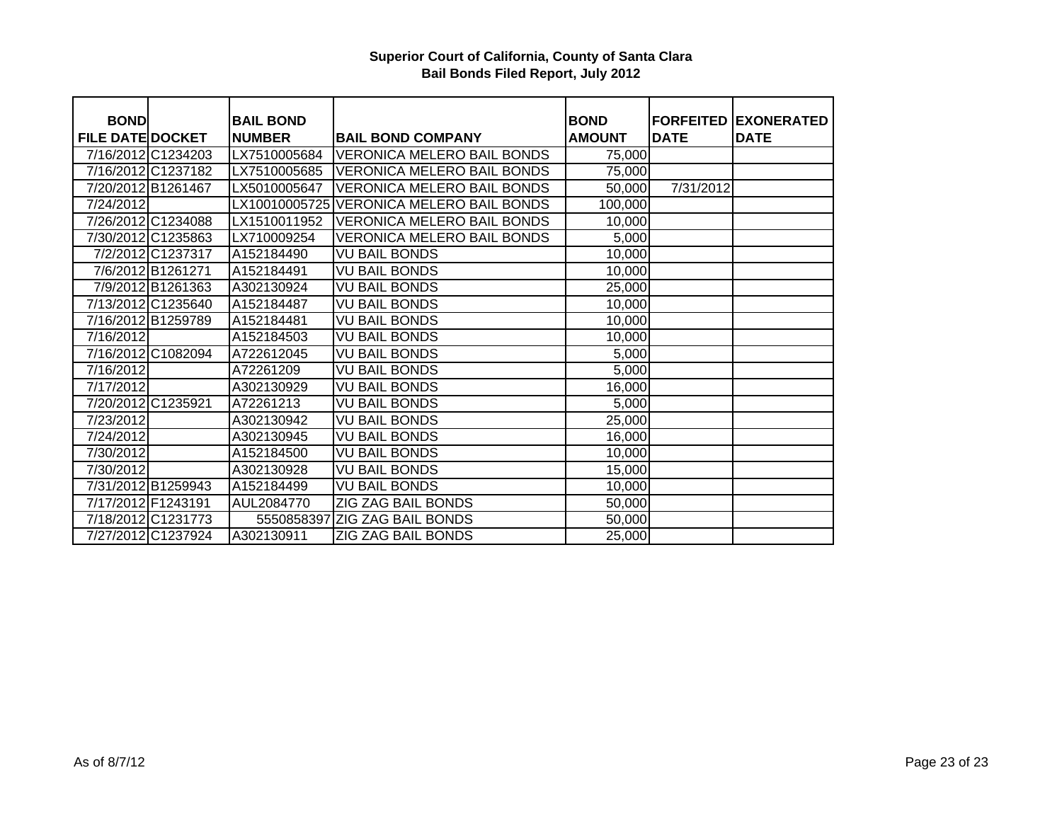# Superior Court of California, County of Santa Clara
## Bail Bonds Filed Report, July 2012

| BOND FILE DATE | DOCKET | BAIL BOND NUMBER | BAIL BOND COMPANY | BOND AMOUNT | FORFEITED DATE | EXONERATED DATE |
|---|---|---|---|---|---|---|
| 7/16/2012 | C1234203 | LX7510005684 | VERONICA MELERO BAIL BONDS | 75,000 | | |
| 7/16/2012 | C1237182 | LX7510005685 | VERONICA MELERO BAIL BONDS | 75,000 | | |
| 7/20/2012 | B1261467 | LX5010005647 | VERONICA MELERO BAIL BONDS | 50,000 | 7/31/2012 | |
| 7/24/2012 | | LX10010005725 | VERONICA MELERO BAIL BONDS | 100,000 | | |
| 7/26/2012 | C1234088 | LX1510011952 | VERONICA MELERO BAIL BONDS | 10,000 | | |
| 7/30/2012 | C1235863 | LX710009254 | VERONICA MELERO BAIL BONDS | 5,000 | | |
| 7/2/2012 | C1237317 | A152184490 | VU BAIL BONDS | 10,000 | | |
| 7/6/2012 | B1261271 | A152184491 | VU BAIL BONDS | 10,000 | | |
| 7/9/2012 | B1261363 | A302130924 | VU BAIL BONDS | 25,000 | | |
| 7/13/2012 | C1235640 | A152184487 | VU BAIL BONDS | 10,000 | | |
| 7/16/2012 | B1259789 | A152184481 | VU BAIL BONDS | 10,000 | | |
| 7/16/2012 | | A152184503 | VU BAIL BONDS | 10,000 | | |
| 7/16/2012 | C1082094 | A722612045 | VU BAIL BONDS | 5,000 | | |
| 7/16/2012 | | A72261209 | VU BAIL BONDS | 5,000 | | |
| 7/17/2012 | | A302130929 | VU BAIL BONDS | 16,000 | | |
| 7/20/2012 | C1235921 | A72261213 | VU BAIL BONDS | 5,000 | | |
| 7/23/2012 | | A302130942 | VU BAIL BONDS | 25,000 | | |
| 7/24/2012 | | A302130945 | VU BAIL BONDS | 16,000 | | |
| 7/30/2012 | | A152184500 | VU BAIL BONDS | 10,000 | | |
| 7/30/2012 | | A302130928 | VU BAIL BONDS | 15,000 | | |
| 7/31/2012 | B1259943 | A152184499 | VU BAIL BONDS | 10,000 | | |
| 7/17/2012 | F1243191 | AUL2084770 | ZIG ZAG BAIL BONDS | 50,000 | | |
| 7/18/2012 | C1231773 | 5550858397 | ZIG ZAG BAIL BONDS | 50,000 | | |
| 7/27/2012 | C1237924 | A302130911 | ZIG ZAG BAIL BONDS | 25,000 | | |

As of 8/7/12